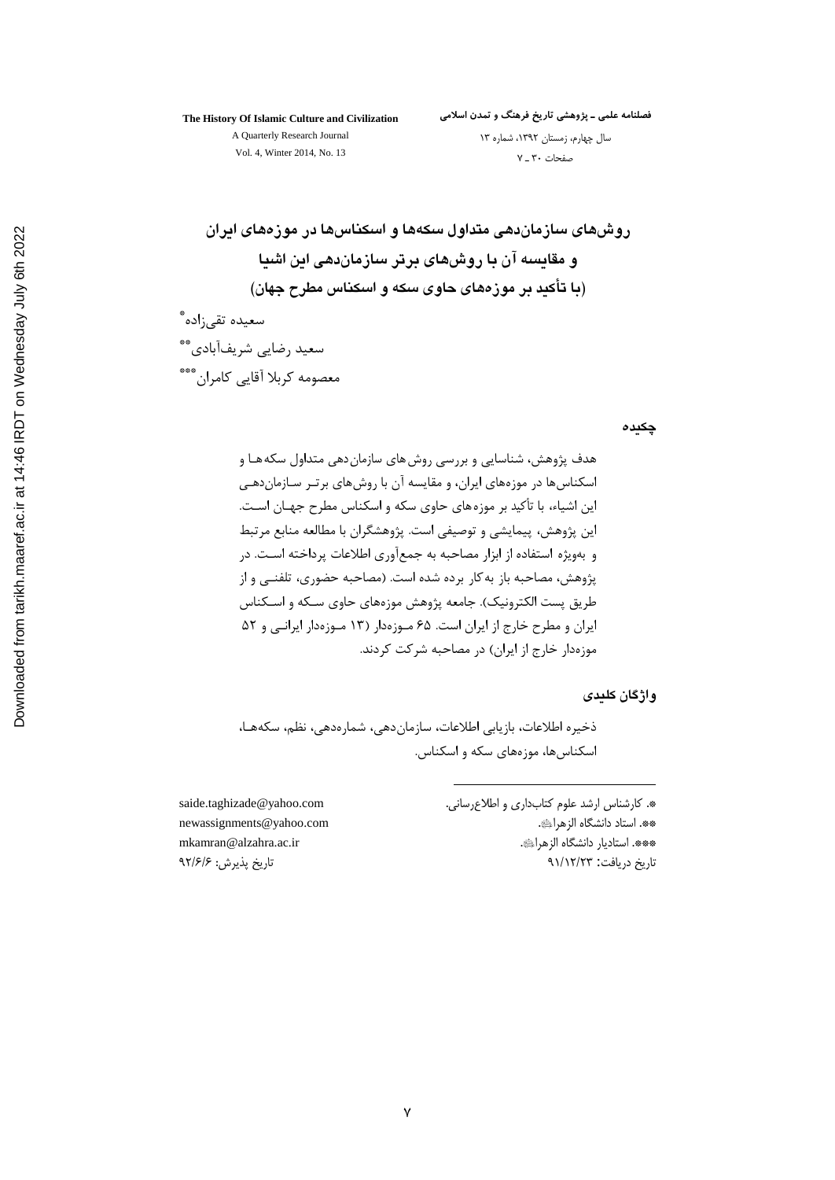# روش‌های سازمان‌دهی متداول سکه‌ها و اسکناس‌ها در موزه‌های ایران و مقایسه آن با روش‌های برتر سازمان‌دهی این اشیا (با تأکید بر موزه‌های حاوی سکه و اسکناس مطرح جهان)

سعیده تقی‌زاده[*]

سعید رضایی شریف‌آبادی[**]

معصومه کربلا آقایی کامران[***]

## چکیده

هدف پژوهش، شناسایی و بررسی روش‌های سازمان‌دهی متداول سکه‌ها و اسکناس‌ها در موزه‌های ایران، و مقایسه آن با روش‌های برتر سازمان‌دهی این اشیاء، با تأکید بر موزه‌های حاوی سکه و اسکناس مطرح جهان است. این پژوهش، پیمایشی و توصیفی است. پژوهشگران با مطالعه منابع مرتبط و به‌ویژه استفاده از ابزار مصاحبه به جمع‌آوری اطلاعات پرداخته است. در پژوهش، مصاحبه باز به‌کار برده شده است. (مصاحبه حضوری، تلفنی و از طریق پست الکترونیک). جامعه پژوهش موزه‌های حاوی سکه و اسکناس ایران و مطرح خارج از ایران است. ۶۵ موزه‌دار (۱۳ موزه‌دار ایرانی و ۵۲ موزه‌دار خارج از ایران) در مصاحبه شرکت کردند.

## واژگان کلیدی

ذخیره اطلاعات، بازیابی اطلاعات، سازمان‌دهی، شماره‌دهی، نظم، سکه‌ها، اسکناس‌ها، موزه‌های سکه و اسکناس.

---

[*]. کارشناس ارشد علوم کتابداری و اطلاع‌رسانی. saide.taghizade@yahoo.com

[**]. استاد دانشگاه الزهرا(س). newassignments@yahoo.com

[***]. استادیار دانشگاه الزهرا(س). mkamran@alzahra.ac.ir

تاریخ دریافت: ۹۱/۱۲/۲۳ تاریخ پذیرش: ۹۲/۶/۶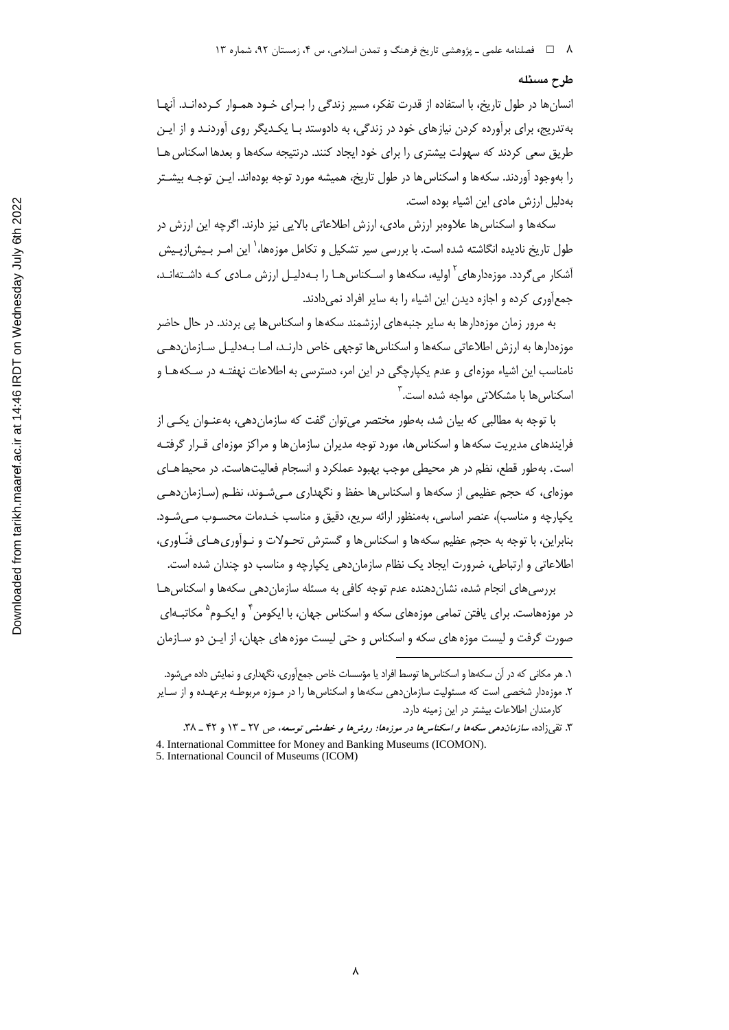### طرح مسئله

انسان‌ها در طول تاریخ، با استفاده از قدرت تفکر، مسیر زندگی را بـرای خـود همـوار کـرده‌انـد. آنهـا به‌تدریج، برای برآورده کردن نیازهای خود در زندگی، به دادوستد بـا یکـدیگر روی آوردنـد و از ایـن طریق سعی کردند که سهولت بیشتری را برای خود ایجاد کنند. درنتیجه سکه‌ها و بعدها اسکناس‌ هـا را به‌وجود آوردند. سکه‌ها و اسکناس‌ها در طول تاریخ، همیشه مورد توجه بوده‌اند. ایـن توجـه بیشـتر به‌دلیل ارزش مادی این اشیاء بوده است.

سکه‌ها و اسکناس‌ها علاوه‌بر ارزش مادی، ارزش اطلاعاتی بالایی نیز دارند. اگرچه این ارزش در طول تاریخ نادیده انگاشته شده است. با بررسی سیر تشکیل و تکامل موزه‌ها،[1] این امـر بـیش‌ازپـیش آشکار می‌گردد. موزه‌دارهای[2] اولیه، سکه‌ها و اسـکناس‌هـا را بـه‌دلیـل ارزش مـادی کـه داشـته‌انـد، جمع‌آوری کرده و اجازه دیدن این اشیاء را به سایر افراد نمی‌دادند.

به مرور زمان موزه‌دارها به سایر جنبه‌های ارزشمند سکه‌ها و اسکناس‌ها پی بردند. در حال حاضر موزه‌دارها به ارزش اطلاعاتی سکه‌ها و اسکناس‌ها توجهی خاص دارنـد، امـا بـه‌دلیـل سـازمان‌دهـی نامناسب این اشیاء موزه‌ای و عدم یکپارچگی در این امر، دسترسی به اطلاعات نهفتـه در سـکه‌هـا و اسکناس‌ها با مشکلاتی مواجه شده است.[3]

با توجه به مطالبی که بیان شد، به‌طور مختصر می‌توان گفت که سازمان‌دهی، به‌عنـوان یکـی از فرایندهای مدیریت سکه‌ها و اسکناس‌ها، مورد توجه مدیران سازمان‌ها و مراکز موزه‌ای قـرار گرفتـه است. به‌طور قطع، نظم در هر محیطی موجب بهبود عملکرد و انسجام فعالیت‌هاست. در محیط‌هـای موزه‌ای، که حجم عظیمی از سکه‌ها و اسکناس‌ها حفظ و نگهداری مـی‌شـوند، نظـم (سـازمان‌دهـی یکپارچه و مناسب)، عنصر اساسی، به‌منظور ارائه سریع، دقیق و مناسب خـدمات محسـوب مـی‌شـود. بنابراین، با توجه به حجم عظیم سکه‌ها و اسکناس‌ها و گسترش تحـولات و نـوآوری‌هـای فنّـاوری، اطلاعاتی و ارتباطی، ضرورت ایجاد یک نظام سازمان‌دهی یکپارچه و مناسب دو چندان شده است.

بررسی‌های انجام شده، نشان‌دهنده عدم توجه کافی به مسئله سازمان‌دهی سکه‌ها و اسکناس‌هـا در موزه‌هاست. برای یافتن تمامی موزه‌های سکه و اسکناس جهان، با ایکومن[4] و ایکـوم[5] مکاتبـه‌ای صورت گرفت و لیست موزه های سکه و اسکناس و حتی لیست موزه های جهان، از ایـن دو سـازمان

---

۱. هر مکانی که در آن سکه‌ها و اسکناس‌ها توسط افراد یا مؤسسات خاص جمع‌آوری، نگهداری و نمایش داده می‌شود.

۲. موزه‌دار شخصی است که مسئولیت سازمان‌دهی سکه‌ها و اسکناس‌ها را در مـوزه مربوطـه برعهـده و از سـایر کارمندان اطلاعات بیشتر در این زمینه دارد.

۳. تقی‌زاده، *سازمان‌دهی سکه‌ها و اسکناس‌ها در موزه‌ها؛ روش‌ها و خط‌مشی توسعه*، ص ۲۷ ـ ۱۳ و ۴۲ ـ ۳۸.

4. International Committee for Money and Banking Museums (ICOMON).

5. International Council of Museums (ICOM)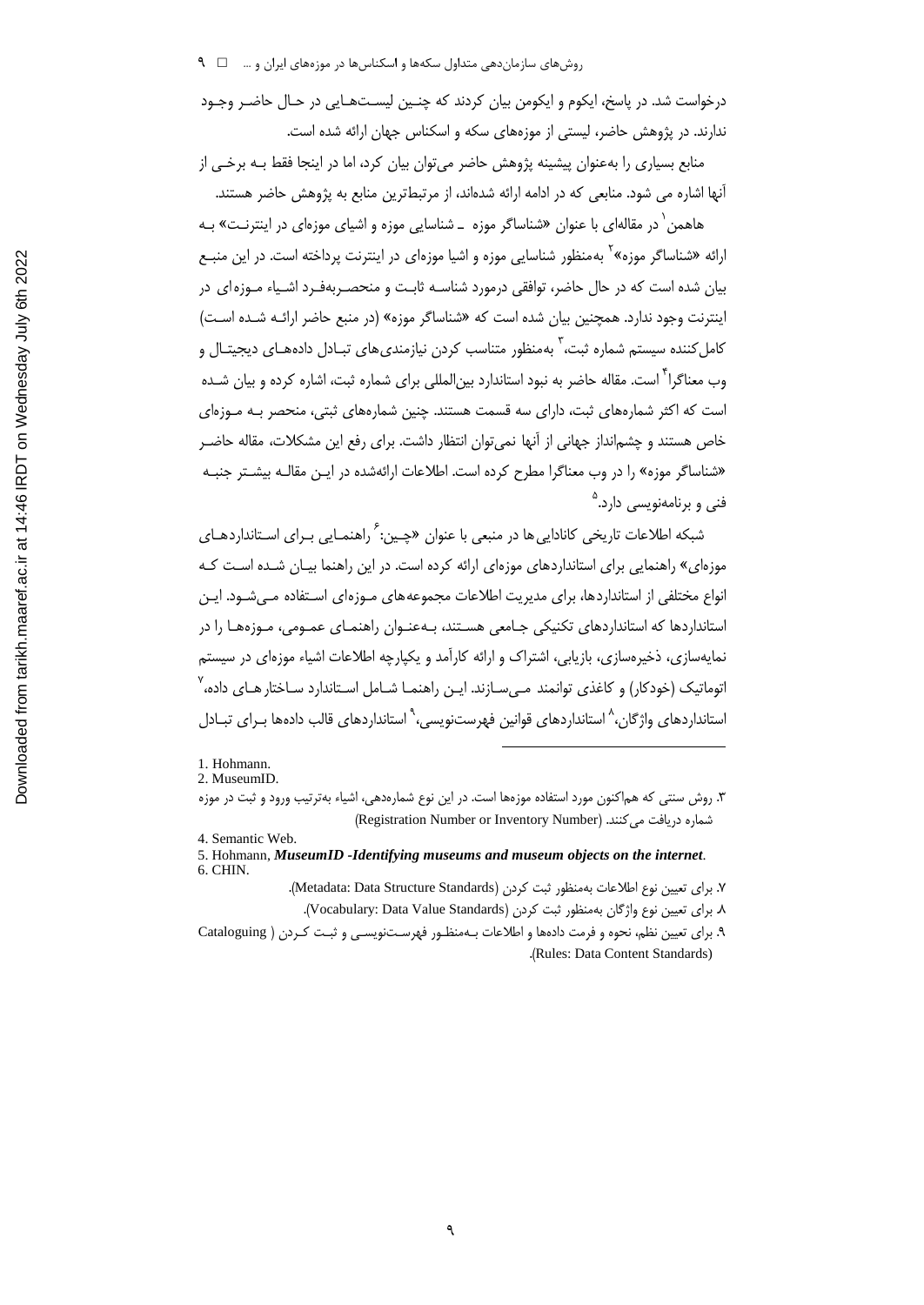درخواست شد. در پاسخ، ایکوم و ایکومن بیان کردند که چنین لیست‌هایی در حال حاضر وجود ندارند. در پژوهش حاضر، لیستی از موزه‌های سکه و اسکناس جهان ارائه شده است.

منابع بسیاری را به‌عنوان پیشینه پژوهش حاضر می‌توان بیان کرد، اما در اینجا فقط به برخی از آنها اشاره می شود. منابعی که در ادامه ارائه شده‌اند، از مرتبط‌ترین منابع به پژوهش حاضر هستند.

هاهمن[1] در مقاله‌ای با عنوان «شناساگر موزه ـ شناسایی موزه و اشیای موزه‌ای در اینترنت» به ارائه «شناساگر موزه»[2] به‌منظور شناسایی موزه و اشیا موزه‌ای در اینترنت پرداخته است. در این منبع بیان شده است که در حال حاضر، توافقی درمورد شناسه ثابت و منحصربه‌فرد اشیاء موزه‌ای در اینترنت وجود ندارد. همچنین بیان شده است که «شناساگر موزه» (در منبع حاضر ارائه شده است) کامل‌کننده سیستم شماره ثبت،[3] به‌منظور متناسب کردن نیازمندی‌های تبادل داده‌های دیجیتال و وب معناگرا[4] است. مقاله حاضر به نبود استاندارد بین‌المللی برای شماره ثبت، اشاره کرده و بیان شده است که اکثر شماره‌های ثبت، دارای سه قسمت هستند. چنین شماره‌های ثبتی، منحصر به موزه‌ای خاص هستند و چشم‌انداز جهانی از آنها نمی‌توان انتظار داشت. برای رفع این مشکلات، مقاله حاضر «شناساگر موزه» را در وب معناگرا مطرح کرده است. اطلاعات ارائه‌شده در این مقاله بیشتر جنبه فنی و برنامه‌نویسی دارد.[5]

شبکه اطلاعات تاریخی کانادایی‌ها در منبعی با عنوان «چین:[6] راهنمایی برای استانداردهای موزه‌ای» راهنمایی برای استانداردهای موزه‌ای ارائه کرده است. در این راهنما بیان شده است که انواع مختلفی از استانداردها، برای مدیریت اطلاعات مجموعه‌های موزه‌ای استفاده می‌شود. این استانداردها که استانداردهای تکنیکی جامعی هستند، به‌عنوان راهنمای عمومی، موزه‌ها را در نمایه‌سازی، ذخیره‌سازی، بازیابی، اشتراک و ارائه کارآمد و یکپارچه اطلاعات اشیاء موزه‌ای در سیستم اتوماتیک (خودکار) و کاغذی توانمند می‌سازند. این راهنما شامل استاندارد ساختارهای داده،[7] استانداردهای واژگان،[8] استانداردهای قوانین فهرست‌نویسی،[9] استانداردهای قالب داده‌ها برای تبادل

---

1. Hohmann.
2. MuseumID.
3. روش سنتی که هم‌اکنون مورد استفاده موزه‌ها است. در این نوع شماره‌دهی، اشیاء به‌ترتیب ورود و ثبت در موزه شماره دریافت می‌کنند. (Registration Number or Inventory Number)
4. Semantic Web.
5. Hohmann, ***MuseumID -Identifying museums and museum objects on the internet***.
6. CHIN.
7. برای تعیین نوع اطلاعات به‌منظور ثبت کردن (Metadata: Data Structure Standards).
8. برای تعیین نوع واژگان به‌منظور ثبت کردن (Vocabulary: Data Value Standards).
9. برای تعیین نظم، نحوه و فرمت داده‌ها و اطلاعات به‌منظور فهرست‌نویسی و ثبت کردن (Cataloguing Rules: Data Content Standards).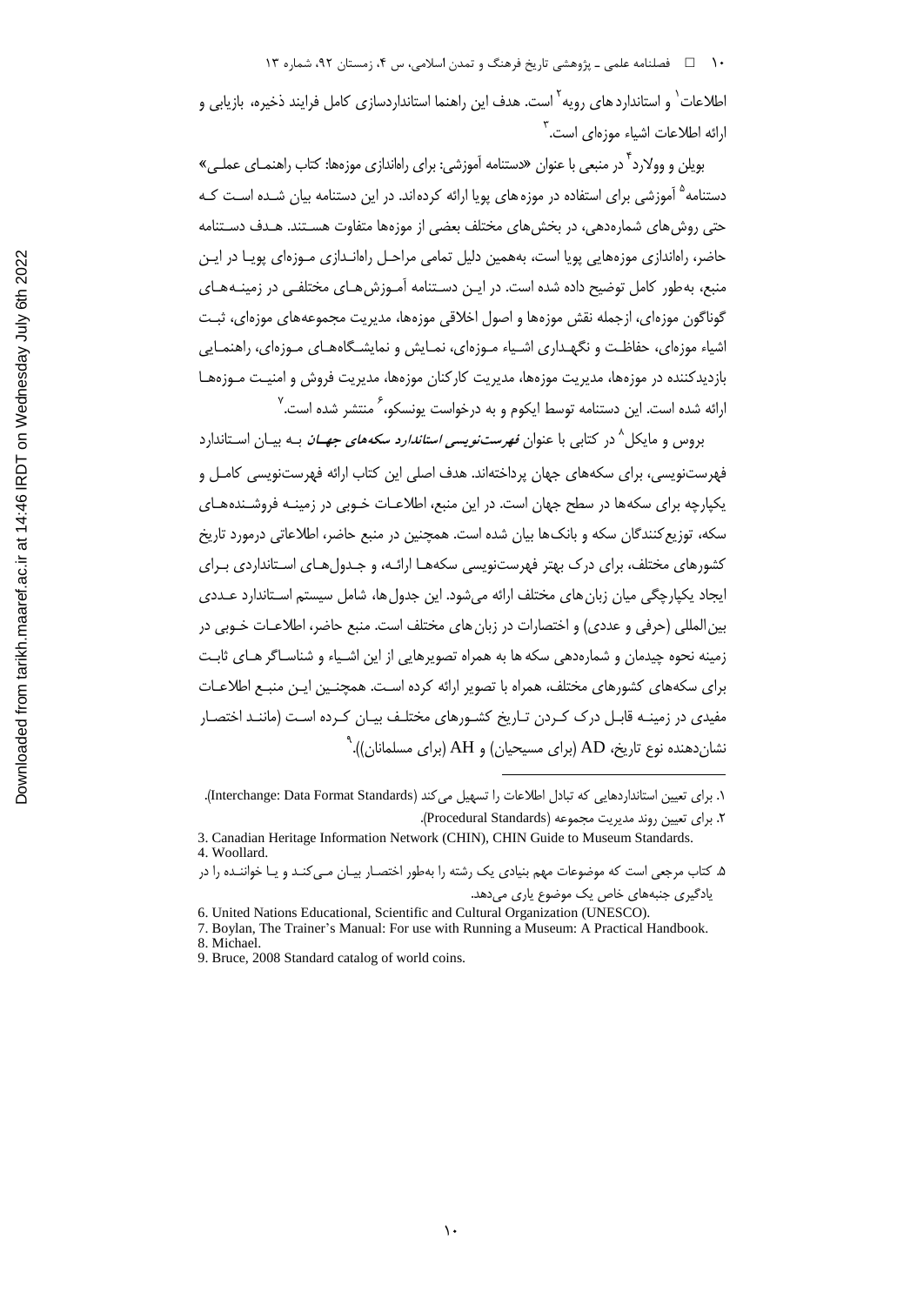اطلاعات[1] و استانداردهای رویه[2] است. هدف این راهنما استانداردسازی کامل فرایند ذخیره، بازیابی و ارائه اطلاعات اشیاء موزه‌ای است.[3]

بویلن و وولارد[4] در منبعی با عنوان «دستنامه آموزشی: برای راه‌اندازی موزه‌ها: کتاب راهنمای عملی» دستنامه[5] آموزشی برای استفاده در موزه‌های پویا ارائه کرده‌اند. در این دستنامه بیان شده است که حتی روش‌های شماره‌دهی، در بخش‌های مختلف بعضی از موزه‌ها متفاوت هستند. هدف دستنامه حاضر، راه‌اندازی موزه‌هایی پویا است، به‌همین دلیل تمامی مراحل راه‌اندازی موزه‌ای پویا در این منبع، به‌طور کامل توضیح داده شده است. در این دستنامه آموزش‌های مختلفی در زمینه‌های گوناگون موزه‌ای، ازجمله نقش موزه‌ها و اصول اخلاقی موزه‌ها، مدیریت مجموعه‌های موزه‌ای، ثبت اشیاء موزه‌ای، حفاظت و نگهداری اشیاء موزه‌ای، نمایش و نمایشگاه‌های موزه‌ای، راهنمایی بازدیدکننده در موزه‌ها، مدیریت موزه‌ها، مدیریت کارکنان موزه‌ها، مدیریت فروش و امنیت موزه‌ها ارائه شده است. این دستنامه توسط ایکوم و به درخواست یونسکو،[6] منتشر شده است.[7]

بروس و مایکل[8] در کتابی با عنوان ***فهرست‌نویسی استاندارد سکه‌های جهان*** به بیان استاندارد فهرست‌نویسی، برای سکه‌های جهان پرداخته‌اند. هدف اصلی این کتاب ارائه فهرست‌نویسی کامل و یکپارچه برای سکه‌ها در سطح جهان است. در این منبع، اطلاعات خوبی در زمینه فروشنده‌های سکه، توزیع‌کنندگان سکه و بانک‌ها بیان شده است. همچنین در منبع حاضر، اطلاعاتی درمورد تاریخ کشورهای مختلف، برای درک بهتر فهرست‌نویسی سکه‌ها ارائه، و جدول‌های استانداردی برای ایجاد یکپارچگی میان زبان‌های مختلف ارائه می‌شود. این جدول‌ها، شامل سیستم استاندارد عددی بین‌المللی (حرفی و عددی) و اختصارات در زبان‌های مختلف است. منبع حاضر، اطلاعات خوبی در زمینه نحوه چیدمان و شماره‌دهی سکه‌ها به همراه تصویرهایی از این اشیاء و شناساگرهای ثابت برای سکه‌های کشورهای مختلف، همراه با تصویر ارائه کرده است. همچنین این منبع اطلاعات مفیدی در زمینه قابل درک کردن تاریخ کشورهای مختلف بیان کرده است (مانند اختصار نشان‌دهنده نوع تاریخ، AD (برای مسیحیان) و AH (برای مسلمانان)).[9]

---

۱. برای تعیین استانداردهایی که تبادل اطلاعات را تسهیل می‌کند (Interchange: Data Format Standards).

۲. برای تعیین روند مدیریت مجموعه (Procedural Standards).

3. Canadian Heritage Information Network (CHIN), CHIN Guide to Museum Standards.

4. Woollard.

۵. کتاب مرجعی است که موضوعات مهم بنیادی یک رشته را به‌طور اختصار بیان می‌کند و یا خواننده را در یادگیری جنبه‌های خاص یک موضوع یاری می‌دهد.

6. United Nations Educational, Scientific and Cultural Organization (UNESCO).

7. Boylan, The Trainer's Manual: For use with Running a Museum: A Practical Handbook.

8. Michael.

9. Bruce, 2008 Standard catalog of world coins.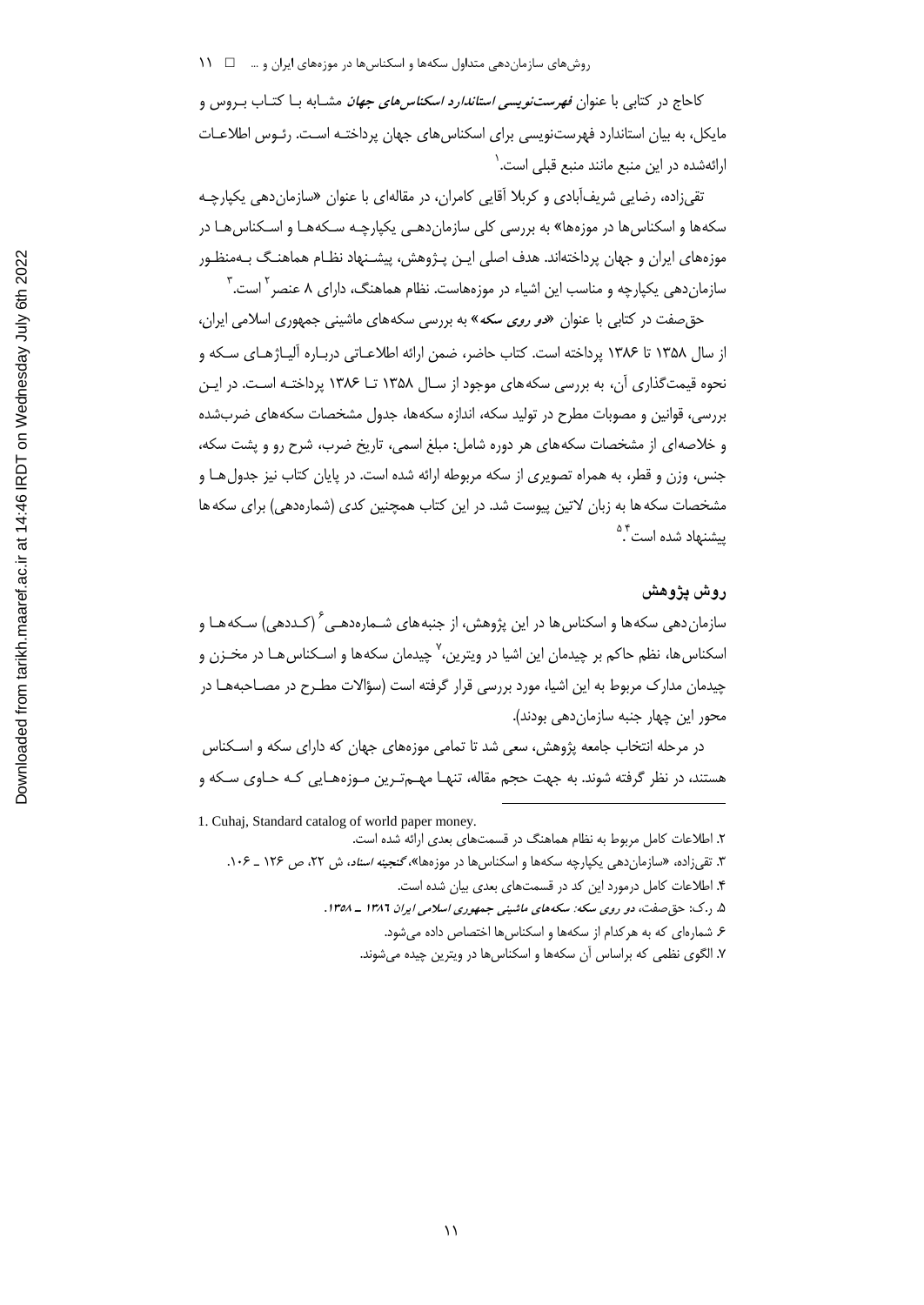کاحاج در کتابی با عنوان *فهرست‌نویسی استاندارد اسکناس‌های جهان* مشابه با کتاب بروس و مایکل، به بیان استاندارد فهرست‌نویسی برای اسکناس‌های جهان پرداخته است. رئوس اطلاعات ارائه‌شده در این منبع مانند منبع قبلی است.[1]

تقی‌زاده، رضایی شریف‌آبادی و کربلا آقایی کامران، در مقاله‌ای با عنوان «سازمان‌دهی یکپارچه سکه‌ها و اسکناس‌ها در موزه‌ها» به بررسی کلی سازمان‌دهی یکپارچه سکه‌ها و اسکناس‌ها در موزه‌های ایران و جهان پرداخته‌اند. هدف اصلی این پژوهش، پیشنهاد نظام هماهنگ به‌منظور سازمان‌دهی یکپارچه و مناسب این اشیاء در موزه‌هاست. نظام هماهنگ، دارای ۸ عنصر[2] است.[3]

حق‌صفت در کتابی با عنوان *«دو روی سکه»* به بررسی سکه‌های ماشینی جمهوری اسلامی ایران، از سال ۱۳۵۸ تا ۱۳۸۶ پرداخته است. کتاب حاضر، ضمن ارائه اطلاعاتی درباره آلیاژهای سکه و نحوه قیمت‌گذاری آن، به بررسی سکه‌های موجود از سال ۱۳۵۸ تا ۱۳۸۶ پرداخته است. در این بررسی، قوانین و مصوبات مطرح در تولید سکه، اندازه سکه‌ها، جدول مشخصات سکه‌های ضرب‌شده و خلاصه‌ای از مشخصات سکه‌های هر دوره شامل: مبلغ اسمی، تاریخ ضرب، شرح رو و پشت سکه، جنس، وزن و قطر، به همراه تصویری از سکه مربوطه ارائه شده است. در پایان کتاب نیز جدول‌ها و مشخصات سکه‌ها به زبان لاتین پیوست شد. در این کتاب همچنین کدی (شماره‌دهی) برای سکه‌ها پیشنهاد شده است.[4][5]

## روش پژوهش

سازمان‌دهی سکه‌ها و اسکناس‌ها در این پژوهش، از جنبه‌های شماره‌دهی[6] (کددهی) سکه‌ها و اسکناس‌ها، نظم حاکم بر چیدمان این اشیا در ویترین،[7] چیدمان سکه‌ها و اسکناس‌ها در مخزن و چیدمان مدارک مربوط به این اشیا، مورد بررسی قرار گرفته است (سؤالات مطرح در مصاحبه‌ها در محور این چهار جنبه سازمان‌دهی بودند).

در مرحله انتخاب جامعه پژوهش، سعی شد تا تمامی موزه‌های جهان که دارای سکه و اسکناس هستند، در نظر گرفته شوند. به جهت حجم مقاله، تنها مهم‌ترین موزه‌هایی که حاوی سکه و

---

1. Cuhaj, Standard catalog of world paper money.
2. اطلاعات کامل مربوط به نظام هماهنگ در قسمت‌های بعدی ارائه شده است.
3. تقی‌زاده، «سازمان‌دهی یکپارچه سکه‌ها و اسکناس‌ها در موزه‌ها»، *گنجینه اسناد*، ش ۲۲، ص ۱۲۶ ـ ۱۰۶.
4. اطلاعات کامل درمورد این کد در قسمت‌های بعدی بیان شده است.
5. ر.ک: حق‌صفت، *دو روی سکه: سکه‌های ماشینی جمهوری اسلامی ایران ۱۳۸۶ ـ ۱۳۵۸*.
6. شماره‌ای که به هرکدام از سکه‌ها و اسکناس‌ها اختصاص داده می‌شود.
7. الگوی نظمی که براساس آن سکه‌ها و اسکناس‌ها در ویترین چیده می‌شوند.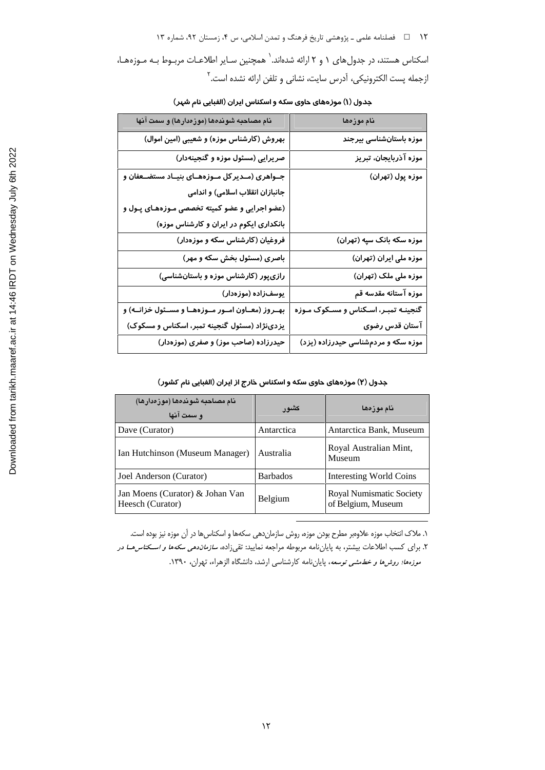اسکناس هستند، در جدول‌های ۱ و ۲ ارائه شده‌اند.[۱] همچنین سایر اطلاعات مربوط به موزه‌ها، ازجمله پست الکترونیکی، آدرس سایت، نشانی و تلفن ارائه نشده است.[۲]

**جدول (۱) موزه‌های حاوی سکه و اسکناس ایران (الفبایی نام شهر)**

| نام موزه‌ها | نام مصاحبه شونده‌ها (موزه‌دارها) و سمت آنها |
|---|---|
| موزه باستان‌شناسی بیرجند | بهروش (کارشناس موزه) و شعیبی (امین اموال) |
| موزه آذربایجان، تبریز | صریرایی (مسئول موزه و گنجینه‌دار) |
| موزه پول (تهران) | جواهری (مدیرکل موزه‌های بنیاد مستضعفان و جانبازان انقلاب اسلامی) و اندامی (عضو اجرایی و عضو کمیته تخصصی موزه‌های پول و بانکداری ایکوم در ایران و کارشناس موزه) |
| موزه سکه بانک سپه (تهران) | فروغیان (کارشناس سکه و موزه‌دار) |
| موزه ملی ایران (تهران) | باصری (مسئول بخش سکه و مهر) |
| موزه ملی ملک (تهران) | رازی‌پور (کارشناس موزه و باستان‌شناسی) |
| موزه آستانه مقدسه قم | یوسف‌زاده (موزه‌دار) |
| گنجینه تمبر، اسکناس و مسکوک موزه آستان قدس رضوی | بهروز (معاون امور موزه‌ها و مسئول خزانه) و یزدی‌نژاد (مسئول گنجینه تمبر، اسکناس و مسکوک) |
| موزه سکه و مردم‌شناسی حیدرزاده (یزد) | حیدرزاده (صاحب موز) و صفری (موزه‌دار) |

**جدول (۲) موزه‌های حاوی سکه و اسکناس خارج از ایران (الفبایی نام کشور)**

| نام موزه‌ها | کشور | نام مصاحبه شونده‌ها (موزه‌دارها) و سمت آنها |
|---|---|---|
| Antarctica Bank, Museum | Antarctica | Dave (Curator) |
| Royal Australian Mint, Museum | Australia | Ian Hutchinson (Museum Manager) |
| Interesting World Coins | Barbados | Joel Anderson (Curator) |
| Royal Numismatic Society of Belgium, Museum | Belgium | Jan Moens (Curator) & Johan Van Heesch (Curator) |

---

۱. ملاک انتخاب موزه علاوه‌بر مطرح بودن موزه، روش سازمان‌دهی سکه‌ها و اسکناس‌ها در آن موزه نیز بوده است.

۲. برای کسب اطلاعات بیشتر، به پایان‌نامه مربوطه مراجعه نمایید: تقی‌زاده، *سازمان‌دهی سکه‌ها و اسکناس‌ها در موزه‌ها: روش‌ها و خط‌مشی توسعه*، پایان‌نامه کارشناسی ارشد، دانشگاه الزهراء، تهران، ۱۳۹۰.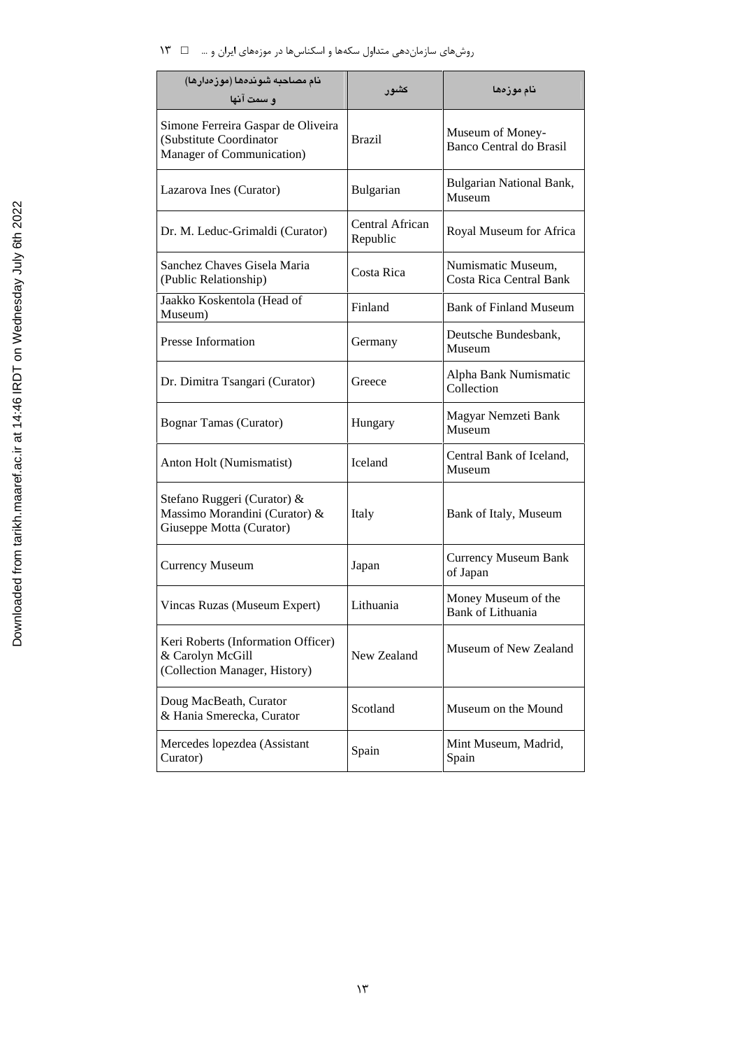| نام مصاحبه شونده‌ها (موزه‌دارها) و سمت آنها | کشور | نام موزه‌ها |
|---|---|---|
| Simone Ferreira Gaspar de Oliveira (Substitute Coordinator Manager of Communication) | Brazil | Museum of Money- Banco Central do Brasil |
| Lazarova Ines (Curator) | Bulgarian | Bulgarian National Bank, Museum |
| Dr. M. Leduc-Grimaldi (Curator) | Central African Republic | Royal Museum for Africa |
| Sanchez Chaves Gisela Maria (Public Relationship) | Costa Rica | Numismatic Museum, Costa Rica Central Bank |
| Jaakko Koskentola (Head of Museum) | Finland | Bank of Finland Museum |
| Presse Information | Germany | Deutsche Bundesbank, Museum |
| Dr. Dimitra Tsangari (Curator) | Greece | Alpha Bank Numismatic Collection |
| Bognar Tamas (Curator) | Hungary | Magyar Nemzeti Bank Museum |
| Anton Holt (Numismatist) | Iceland | Central Bank of Iceland, Museum |
| Stefano Ruggeri (Curator) & Massimo Morandini (Curator) & Giuseppe Motta (Curator) | Italy | Bank of Italy, Museum |
| Currency Museum | Japan | Currency Museum Bank of Japan |
| Vincas Ruzas (Museum Expert) | Lithuania | Money Museum of the Bank of Lithuania |
| Keri Roberts (Information Officer) & Carolyn McGill (Collection Manager, History) | New Zealand | Museum of New Zealand |
| Doug MacBeath, Curator & Hania Smerecka, Curator | Scotland | Museum on the Mound |
| Mercedes lopezdea (Assistant Curator) | Spain | Mint Museum, Madrid, Spain |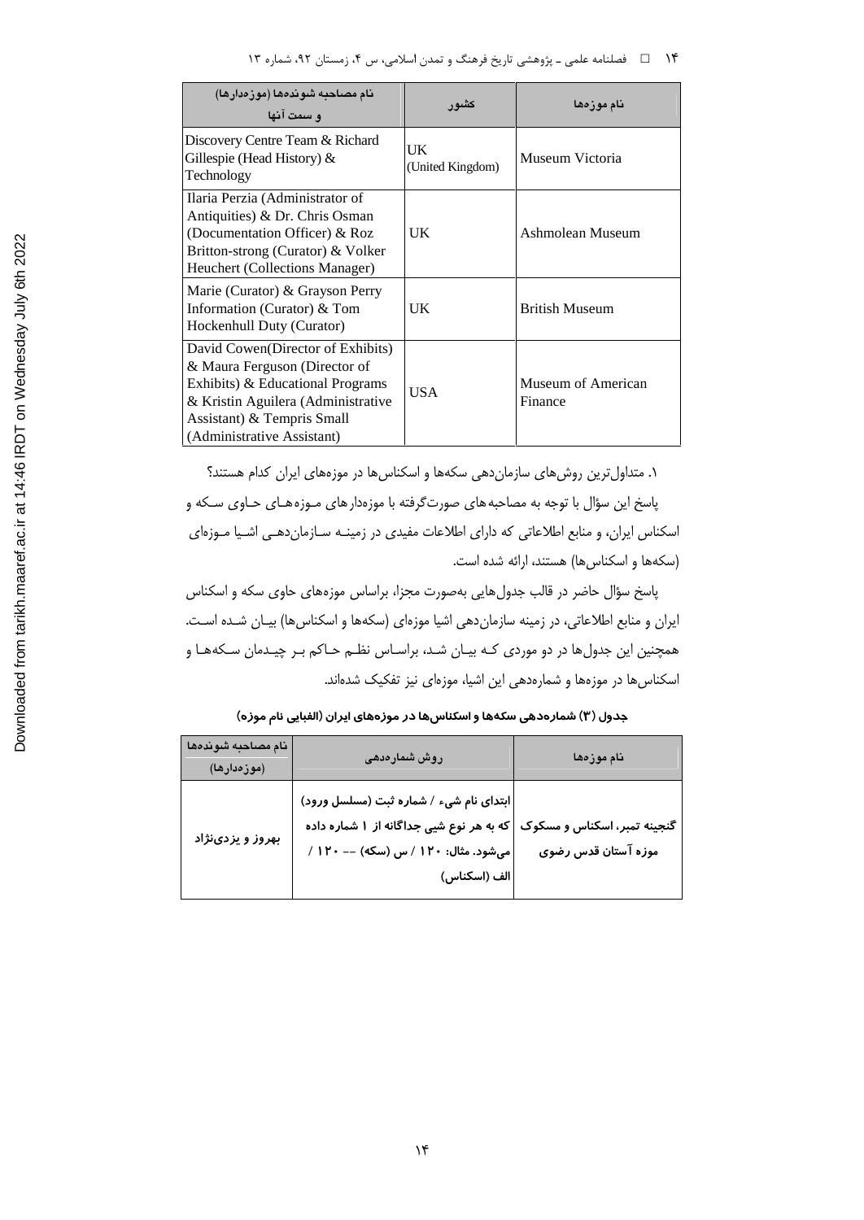| نام مصاحبه شوندهها (موزهدارها) و سمت آنها | کشور | نام موزهها |
| --- | --- | --- |
| Discovery Centre Team & Richard Gillespie (Head History) & Technology | UK (United Kingdom) | Museum Victoria |
| Ilaria Perzia (Administrator of Antiquities) & Dr. Chris Osman (Documentation Officer) & Roz Britton-strong (Curator) & Volker Heuchert (Collections Manager) | UK | Ashmolean Museum |
| Marie (Curator) & Grayson Perry Information (Curator) & Tom Hockenhull Duty (Curator) | UK | British Museum |
| David Cowen(Director of Exhibits) & Maura Ferguson (Director of Exhibits) & Educational Programs & Kristin Aguilera (Administrative Assistant) & Tempris Small (Administrative Assistant) | USA | Museum of American Finance |

۱. متداول‌ترین روش‌های سازمان‌دهی سکه‌ها و اسکناس‌ها در موزه‌های ایران کدام هستند؟

پاسخ این سؤال با توجه به مصاحبه‌های صورت‌گرفته با موزه‌دارهای موزه‌های حاوی سکه و اسکناس ایران، و منابع اطلاعاتی که دارای اطلاعات مفیدی در زمینه سازمان‌دهی اشیا موزه‌ای (سکه‌ها و اسکناس‌ها) هستند، ارائه شده است.

پاسخ سؤال حاضر در قالب جدول‌هایی به‌صورت مجزا، براساس موزه‌های حاوی سکه و اسکناس ایران و منابع اطلاعاتی، در زمینه سازمان‌دهی اشیا موزه‌ای (سکه‌ها و اسکناس‌ها) بیان شده است. همچنین این جدول‌ها در دو موردی که بیان شد، براساس نظم حاکم بر چیدمان سکه‌ها و اسکناس‌ها در موزه‌ها و شماره‌دهی این اشیا، موزه‌ای نیز تفکیک شده‌اند.

**جدول (۳) شماره‌دهی سکه‌ها و اسکناس‌ها در موزه‌های ایران (الفبایی نام موزه)**

| نام مصاحبه شوندهها (موزهدارها) | روش شمارهدهی | نام موزهها |
| --- | --- | --- |
| بهروز و یزدی‌نژاد | ابتدای نام شیء / شماره ثبت (مسلسل ورود) که به هر نوع شیی جداگانه از ۱ شماره داده می‌شود. مثال: ۱۲۰ / س (سکه) -- ۱۲۰ / الف (اسکناس) | گنجینه تمبر، اسکناس و مسکوک موزه آستان قدس رضوی |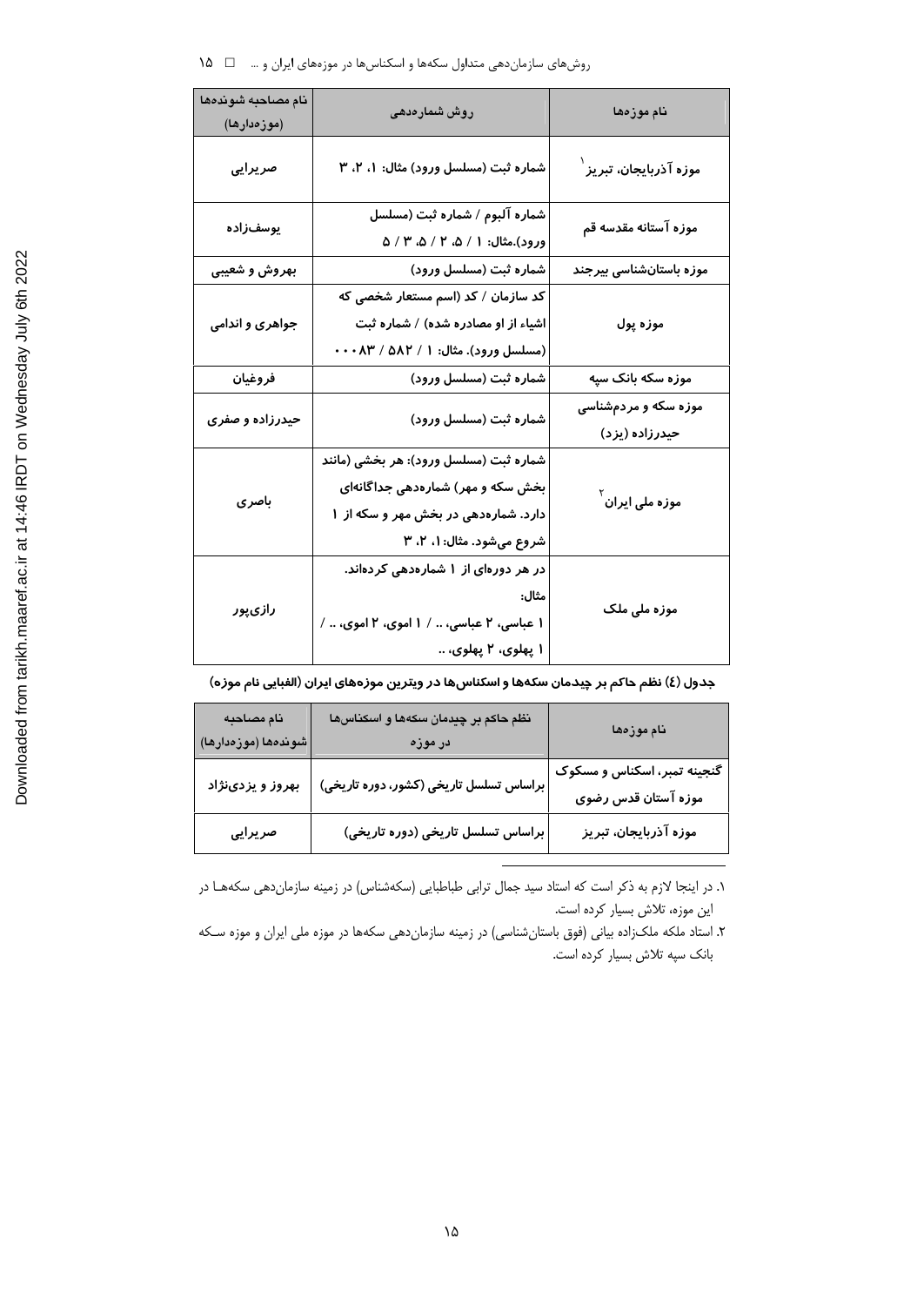| نام موزه‌ها | روش شماره‌دهی | نام مصاحبه شونده‌ها (موزه‌دارها) |
| --- | --- | --- |
| موزه آذربایجان، تبریز[1] | شماره ثبت (مسلسل ورود) مثال: ۱، ۲، ۳ | صریرایی |
| موزه آستانه مقدسه قم | شماره آلبوم / شماره ثبت (مسلسل ورود).مثال: ۱ / ۵، ۲ / ۵، ۳ / ۵ | یوسف‌زاده |
| موزه باستان‌شناسی بیرجند | شماره ثبت (مسلسل ورود) | بهروش و شعیبی |
| موزه پول | کد سازمان / کد (اسم مستعار شخصی که اشیاء از او مصادره شده) / شماره ثبت (مسلسل ورود). مثال: ۱ / ۵۸۲ / ۰۰۰۸۳ | جواهری و اندامی |
| موزه سکه بانک سپه | شماره ثبت (مسلسل ورود) | فروغیان |
| موزه سکه و مردم‌شناسی حیدرزاده (یزد) | شماره ثبت (مسلسل ورود) | حیدرزاده و صفری |
| موزه ملی ایران[2] | شماره ثبت (مسلسل ورود): هر بخشی (مانند بخش سکه و مهر) شماره‌دهی جداگانه‌ای دارد. شماره‌دهی در بخش مهر و سکه از ۱ شروع می‌شود. مثال: ۱، ۲، ۳ | باصری |
| موزه ملی ملک | در هر دوره‌ای از ۱ شماره‌دهی کرده‌اند. مثال: ۱ عباسی، ۲ عباسی، .. / ۱ اموی، ۲ اموی، .. / ۱ پهلوی، ۲ پهلوی، .. | رازی‌پور |

**جدول (٤) نظم حاکم بر چیدمان سکه‌ها و اسکناس‌ها در ویترین موزه‌های ایران (الفبایی نام موزه)**

| نام موزه‌ها | نظم حاکم بر چیدمان سکه‌ها و اسکناس‌ها در موزه | نام مصاحبه شونده‌ها (موزه‌دارها) |
| --- | --- | --- |
| گنجینه تمبر، اسکناس و مسکوک موزه آستان قدس رضوی | براساس تسلسل تاریخی (کشور، دوره تاریخی) | بهروز و یزدی‌نژاد |
| موزه آذربایجان، تبریز | براساس تسلسل تاریخی (دوره تاریخی) | صریرایی |

---

۱. در اینجا لازم به ذکر است که استاد سید جمال ترابی طباطبایی (سکه‌شناس) در زمینه سازمان‌دهی سکه‌ها در این موزه، تلاش بسیار کرده است.

۲. استاد ملکه ملک‌زاده بیانی (فوق باستان‌شناسی) در زمینه سازمان‌دهی سکه‌ها در موزه ملی ایران و موزه سکه بانک سپه تلاش بسیار کرده است.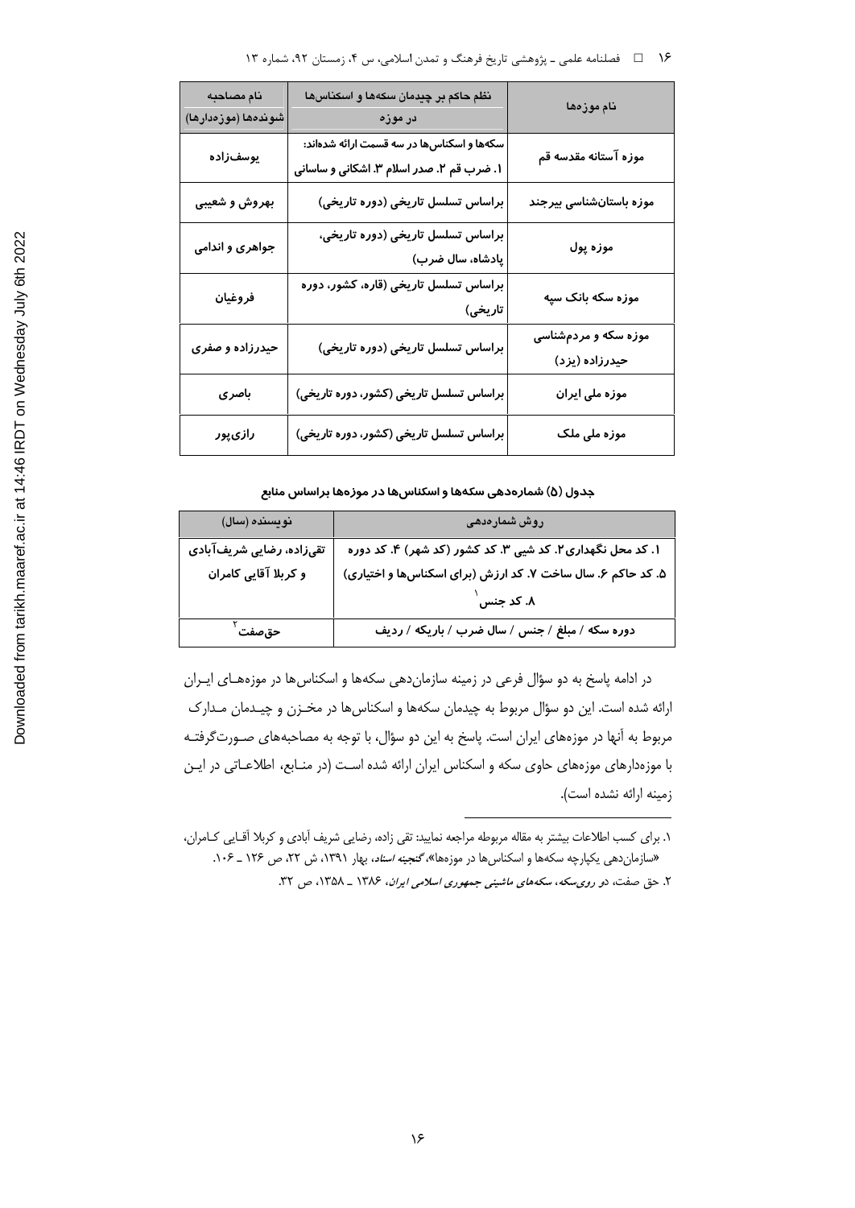| نام موزه‌ها | نظم حاکم بر چیدمان سکه‌ها و اسکناس‌ها در موزه | نام مصاحبه شونده‌ها (موزه‌دارها) |
|---|---|---|
| موزه آستانه مقدسه قم | سکه‌ها و اسکناس‌ها در سه قسمت ارائه شده‌اند: ۱. ضرب قم ۲. صدر اسلام ۳. اشکانی و ساسانی | یوسف‌زاده |
| موزه باستان‌شناسی بیرجند | براساس تسلسل تاریخی (دوره تاریخی) | بهروش و شعیبی |
| موزه پول | براساس تسلسل تاریخی (دوره تاریخی، پادشاه، سال ضرب) | جواهری و اندامی |
| موزه سکه بانک سپه | براساس تسلسل تاریخی (قاره، کشور، دوره تاریخی) | فروغیان |
| موزه سکه و مردم‌شناسی حیدرزاده (یزد) | براساس تسلسل تاریخی (دوره تاریخی) | حیدرزاده و صفری |
| موزه ملی ایران | براساس تسلسل تاریخی (کشور، دوره تاریخی) | باصری |
| موزه ملی ملک | براساس تسلسل تاریخی (کشور، دوره تاریخی) | رازی‌پور |

**جدول (۵) شماره‌دهی سکه‌ها و اسکناس‌ها در موزه‌ها براساس منابع**

| روش شماره‌دهی | نویسنده (سال) |
|---|---|
| ۱. کد محل نگهداری ۲. کد شیی ۳. کد کشور (کد شهر) ۴. کد دوره ۵. کد حاکم ۶. سال ساخت ۷. کد ارزش (برای اسکناس‌ها و اختیاری) ۸. کد جنس[۱] | تقی‌زاده، رضایی شریف‌آبادی و کربلا آقایی کامران |
| دوره سکه / مبلغ / جنس / سال ضرب / باریکه / ردیف | حق‌صفت[۲] |

در ادامه پاسخ به دو سؤال فرعی در زمینه سازمان‌دهی سکه‌ها و اسکناس‌ها در موزه‌های ایران ارائه شده است. این دو سؤال مربوط به چیدمان سکه‌ها و اسکناس‌ها در مخزن و چیدمان مدارک مربوط به آنها در موزه‌های ایران است. پاسخ به این دو سؤال، با توجه به مصاحبه‌های صورت‌گرفته با موزه‌دارهای موزه‌های حاوی سکه و اسکناس ایران ارائه شده است (در منابع، اطلاعاتی در این زمینه ارائه نشده است).

---

۱. برای کسب اطلاعات بیشتر به مقاله مربوطه مراجعه نمایید: تقی زاده، رضایی شریف آبادی و کربلا آقایی کامران، «سازمان‌دهی یکپارچه سکه‌ها و اسکناس‌ها در موزه‌ها»، *گنجینه اسناد*، بهار ۱۳۹۱، ش ۲۲، ص ۱۲۶ ـ ۱۰۶.

۲. حق صفت، *دو روی‌سکه، سکه‌های ماشینی جمهوری اسلامی ایران*، ۱۳۸۶ ـ ۱۳۵۸، ص ۳۲.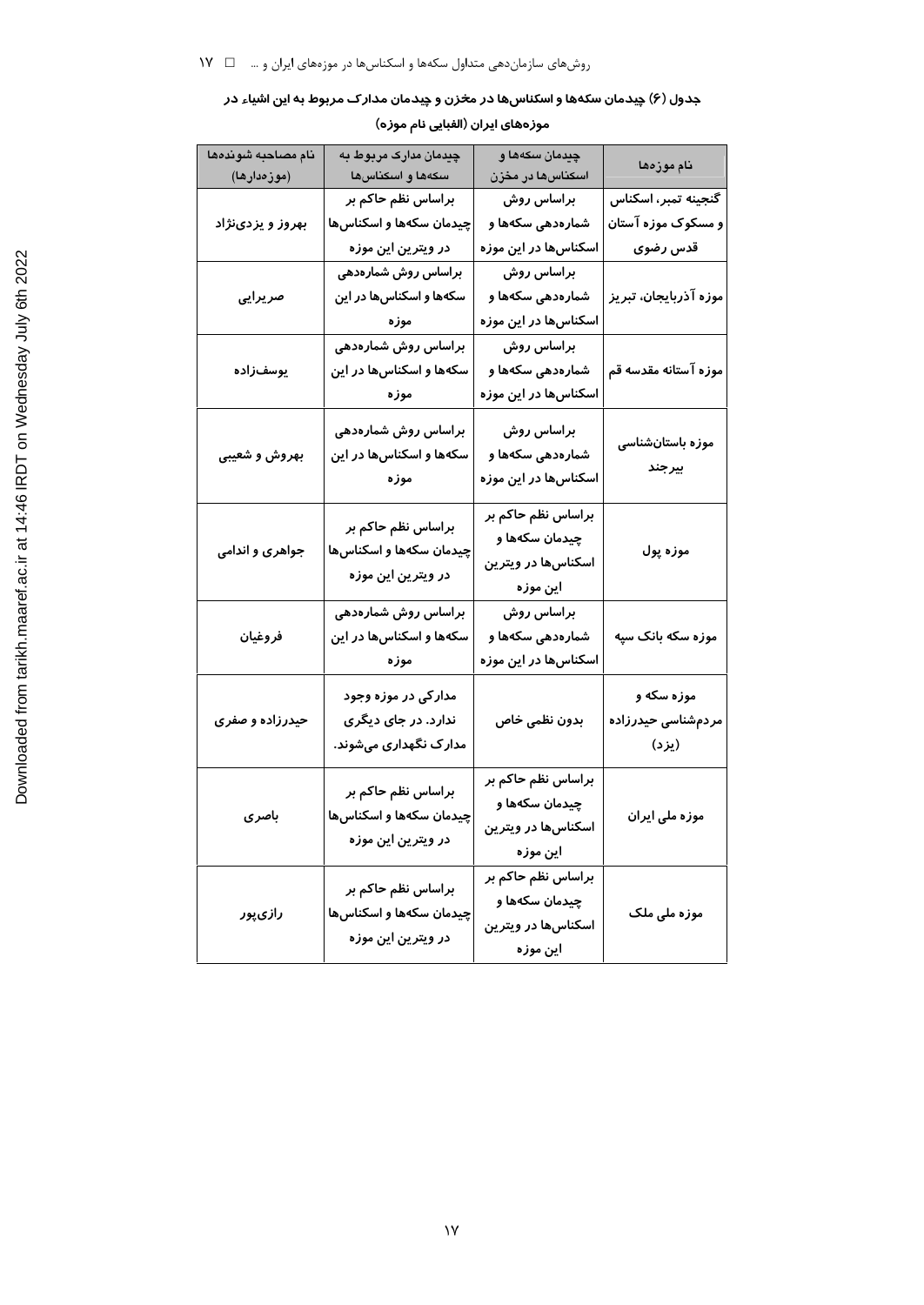**جدول (۶) چیدمان سکه‌ها و اسکناس‌ها در مخزن و چیدمان مدارک مربوط به این اشیاء در موزه‌های ایران (الفبایی نام موزه)**

| نام موزه‌ها | چیدمان سکه‌ها و اسکناس‌ها در مخزن | چیدمان مدارک مربوط به سکه‌ها و اسکناس‌ها | نام مصاحبه شونده‌ها (موزه‌دارها) |
|---|---|---|---|
| گنجینه تمبر، اسکناس و مسکوک موزه آستان قدس رضوی | براساس روش شماره‌دهی سکه‌ها و اسکناس‌ها در این موزه | براساس نظم حاکم بر چیدمان سکه‌ها و اسکناس‌ها در ویترین این موزه | بهروز و یزدی‌نژاد |
| موزه آذربایجان، تبریز | براساس روش شماره‌دهی سکه‌ها و اسکناس‌ها در این موزه | براساس روش شماره‌دهی سکه‌ها و اسکناس‌ها در این موزه | صریرایی |
| موزه آستانه مقدسه قم | براساس روش شماره‌دهی سکه‌ها و اسکناس‌ها در این موزه | براساس روش شماره‌دهی سکه‌ها و اسکناس‌ها در این موزه | یوسف‌زاده |
| موزه باستان‌شناسی بیرجند | براساس روش شماره‌دهی سکه‌ها و اسکناس‌ها در این موزه | براساس روش شماره‌دهی سکه‌ها و اسکناس‌ها در این موزه | بهروش و شعیبی |
| موزه پول | براساس نظم حاکم بر چیدمان سکه‌ها و اسکناس‌ها در ویترین این موزه | براساس نظم حاکم بر چیدمان سکه‌ها و اسکناس‌ها در ویترین این موزه | جواهری و اندامی |
| موزه سکه بانک سپه | براساس روش شماره‌دهی سکه‌ها و اسکناس‌ها در این موزه | براساس روش شماره‌دهی سکه‌ها و اسکناس‌ها در این موزه | فروغیان |
| موزه سکه و مردم‌شناسی حیدرزاده (یزد) | بدون نظمی خاص | مدارکی در موزه وجود ندارد. در جای دیگری مدارک نگهداری می‌شوند. | حیدرزاده و صفری |
| موزه ملی ایران | براساس نظم حاکم بر چیدمان سکه‌ها و اسکناس‌ها در ویترین این موزه | براساس نظم حاکم بر چیدمان سکه‌ها و اسکناس‌ها در ویترین این موزه | باصری |
| موزه ملی ملک | براساس نظم حاکم بر چیدمان سکه‌ها و اسکناس‌ها در ویترین این موزه | براساس نظم حاکم بر چیدمان سکه‌ها و اسکناس‌ها در ویترین این موزه | رازی‌پور |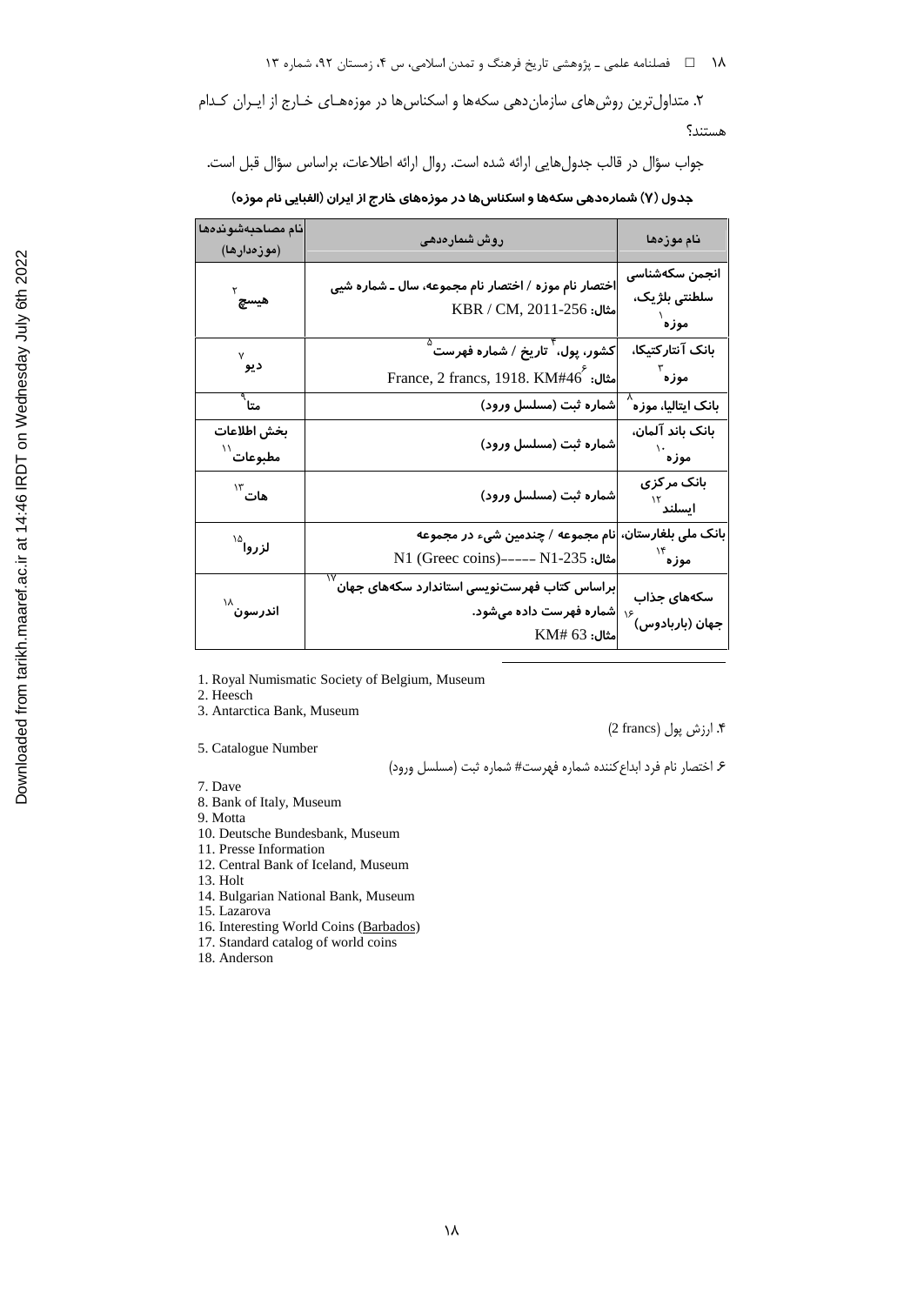۲. متداول‌ترین روش‌های سازمان‌دهی سکه‌ها و اسکناس‌ها در موزه‌های خارج از ایران کدام هستند؟

جواب سؤال در قالب جدول‌هایی ارائه شده است. روال ارائه اطلاعات، براساس سؤال قبل است.

**جدول (۷) شماره‌دهی سکه‌ها و اسکناس‌ها در موزه‌های خارج از ایران (الفبایی نام موزه)**

| نام موزه‌ها | روش شماره‌دهی | نام مصاحبه‌شونده‌ها (موزه‌دارها) |
| --- | --- | --- |
| انجمن سکه‌شناسی سلطنتی بلژیک، موزه[1] | اختصار نام موزه / اختصار نام مجموعه، سال ـ شماره شیی<br>مثال: KBR / CM, 2011-256 | هیسچ[2] |
| بانک آنتارکتیکا، موزه[3] | کشور، پول،[4] تاریخ / شماره فهرست[5]<br>مثال:[6] France, 2 francs, 1918. KM#46 | دیو[7] |
| بانک ایتالیا، موزه[8] | شماره ثبت (مسلسل ورود) | متا[9] |
| بانک باند آلمان، موزه[10] | شماره ثبت (مسلسل ورود) | بخش اطلاعات مطبوعات[11] |
| بانک مرکزی ایسلند[12] | شماره ثبت (مسلسل ورود) | هات[13] |
| بانک ملی بلغارستان، موزه[14] | نام مجموعه / چندمین شیء در مجموعه<br>مثال: N1 (Greec coins)----- N1-235 | لزروا[15] |
| سکه‌های جذاب جهان (باربادوس)[16] | براساس کتاب فهرست‌نویسی استاندارد سکه‌های جهان[17] شماره فهرست داده می‌شود.<br>مثال: KM# 63 | اندرسون[18] |

---

1. Royal Numismatic Society of Belgium, Museum
2. Heesch
3. Antarctica Bank, Museum
4. ارزش پول (2 francs)
5. Catalogue Number
6. اختصار نام فرد ابداع‌کننده شماره فهرست# شماره ثبت (مسلسل ورود)
7. Dave
8. Bank of Italy, Museum
9. Motta
10. Deutsche Bundesbank, Museum
11. Presse Information
12. Central Bank of Iceland, Museum
13. Holt
14. Bulgarian National Bank, Museum
15. Lazarova
16. Interesting World Coins (Barbados)
17. Standard catalog of world coins
18. Anderson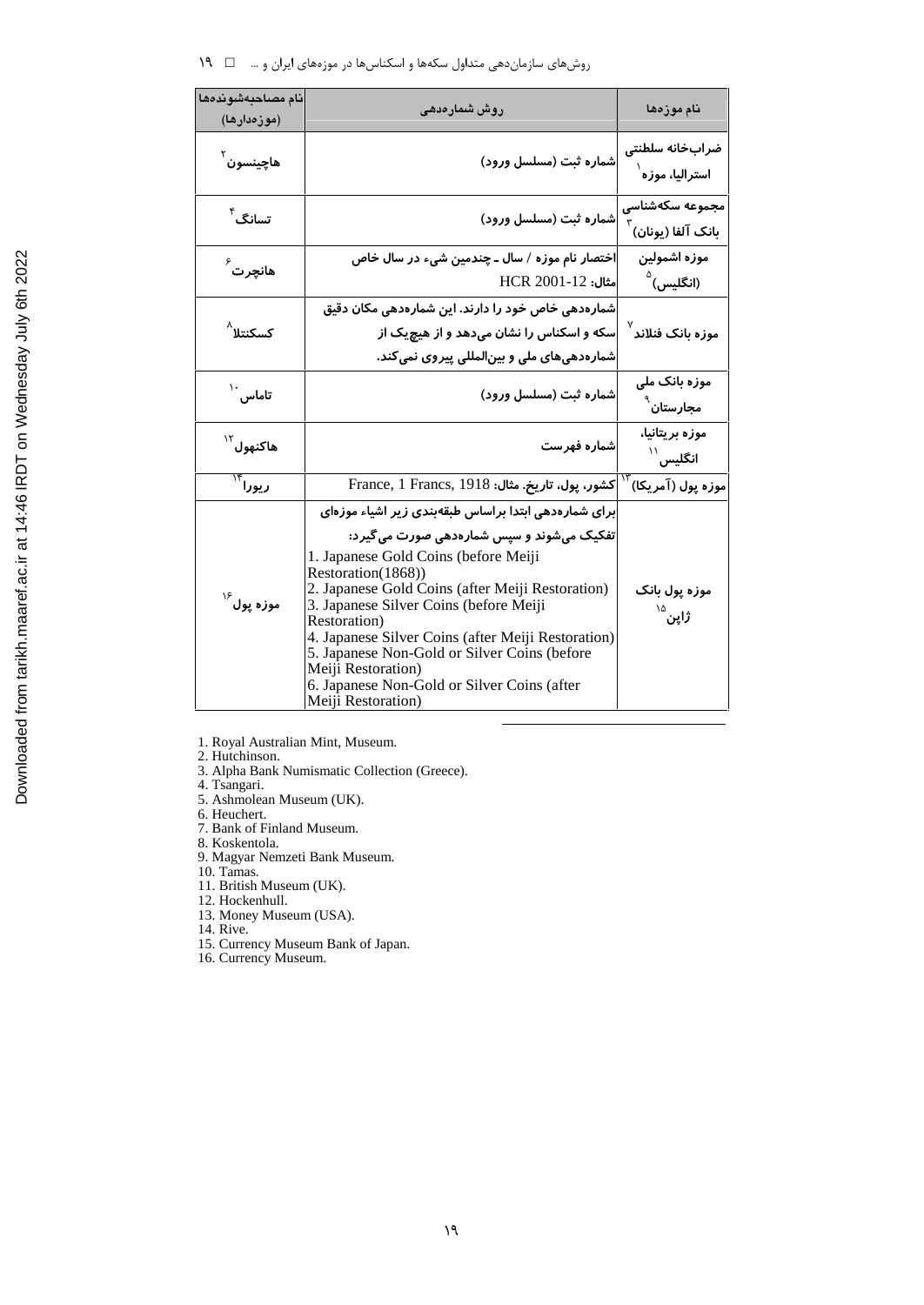| نام موزه‌ها | روش شماره‌دهی | نام مصاحبه‌شونده‌ها (موزه‌دارها) |
| --- | --- | --- |
| ضراب‌خانه سلطنتی استرالیا، موزه[1] | شماره ثبت (مسلسل ورود) | هاچینسون[2] |
| مجموعه سکه‌شناسی بانک آلفا (یونان)[3] | شماره ثبت (مسلسل ورود) | تسانگ[4] |
| موزه اشمولین (انگلیس)[5] | اختصار نام موزه / سال ـ چندمین شیء در سال خاص مثال: HCR 2001-12 | هانچرت[6] |
| موزه بانک فنلاند[7] | شماره‌دهی خاص خود را دارند. این شماره‌دهی مکان دقیق سکه و اسکناس را نشان می‌دهد و از هیچ‌یک از شماره‌دهی‌های ملی و بین‌المللی پیروی نمی‌کند. | کسکنتلا[8] |
| موزه بانک ملی مجارستان[9] | شماره ثبت (مسلسل ورود) | تاماس[10] |
| موزه بریتانیا، انگلیس[11] | شماره فهرست | هاکنهول[12] |
| موزه پول (آمریکا)[13] | کشور، پول، تاریخ. مثال: France, 1 Francs, 1918 | ریورا[14] |
| موزه پول بانک ژاپن[15] | برای شماره‌دهی ابتدا براساس طبقه‌بندی زیر اشیاء موزه‌ای تفکیک می‌شوند و سپس شماره‌دهی صورت می‌گیرد:<br>1. Japanese Gold Coins (before Meiji Restoration(1868))<br>2. Japanese Gold Coins (after Meiji Restoration)<br>3. Japanese Silver Coins (before Meiji Restoration)<br>4. Japanese Silver Coins (after Meiji Restoration)<br>5. Japanese Non-Gold or Silver Coins (before Meiji Restoration)<br>6. Japanese Non-Gold or Silver Coins (after Meiji Restoration) | موزه پول[16] |

---

1. Royal Australian Mint, Museum.
2. Hutchinson.
3. Alpha Bank Numismatic Collection (Greece).
4. Tsangari.
5. Ashmolean Museum (UK).
6. Heuchert.
7. Bank of Finland Museum.
8. Koskentola.
9. Magyar Nemzeti Bank Museum.
10. Tamas.
11. British Museum (UK).
12. Hockenhull.
13. Money Museum (USA).
14. Rive.
15. Currency Museum Bank of Japan.
16. Currency Museum.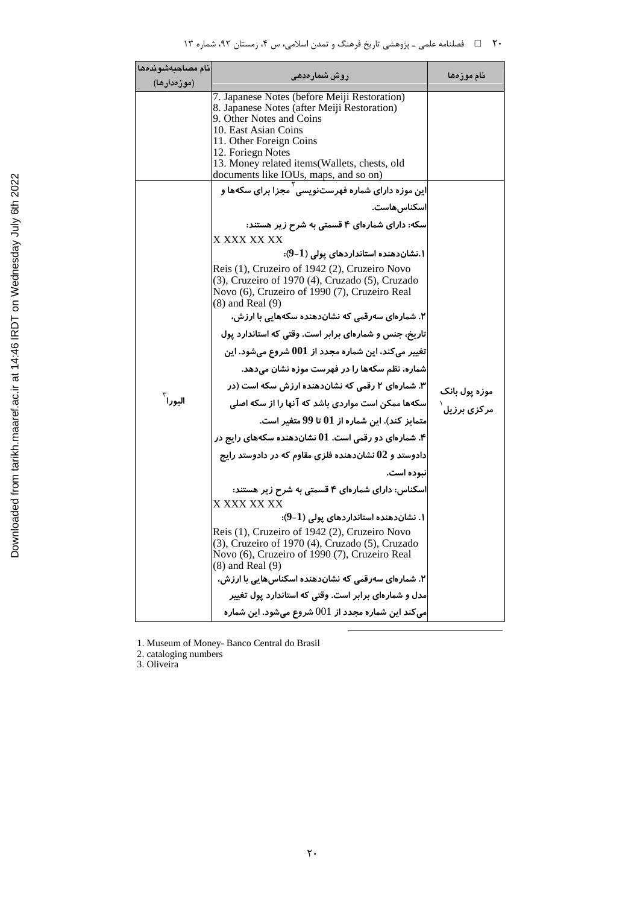| نام موزه‌ها | روش شماره‌دهی | نام مصاحبه‌شونده‌ها (موزه‌دارها) |
|---|---|---|
| | 7. Japanese Notes (before Meiji Restoration)<br>8. Japanese Notes (after Meiji Restoration)<br>9. Other Notes and Coins<br>10. East Asian Coins<br>11. Other Foreign Coins<br>12. Foriegn Notes<br>13. Money related items(Wallets, chests, old documents like IOUs, maps, and so on) | |
| موزه پول بانک مرکزی برزیل[1] | این موزه دارای شماره فهرست‌نویسی[2] مجزا برای سکه‌ها و اسکناس‌هاست.<br>سکه: دارای شماره‌ای ۴ قسمتی به شرح زیر هستند:<br>X XXX XX XX<br>۱.نشان‌دهنده استانداردهای پولی (1-9):<br>Reis (1), Cruzeiro of 1942 (2), Cruzeiro Novo (3), Cruzeiro of 1970 (4), Cruzado (5), Cruzado Novo (6), Cruzeiro of 1990 (7), Cruzeiro Real (8) and Real (9)<br>۲. شماره‌ای سه‌رقمی که نشان‌دهنده سکه‌هایی با ارزش، تاریخ، جنس و شماره‌ای برابر است. وقتی که استاندارد پول تغییر می‌کند، این شماره مجدد از 001 شروع می‌شود. این شماره، نظم سکه‌ها را در فهرست موزه نشان می‌دهد.<br>۳. شماره‌ای ۲ رقمی که نشان‌دهنده ارزش سکه است (در سکه‌ها ممکن است مواردی باشد که آنها را از سکه اصلی متمایز کند). این شماره از 01 تا 99 متغیر است.<br>۴. شماره‌ای دو رقمی است. 01 نشان‌دهنده سکه‌های رایج در دادوستد و 02 نشان‌دهنده فلزی مقاوم که در دادوستد رایج نبوده است.<br>اسکناس: دارای شماره‌ای ۴ قسمتی به شرح زیر هستند:<br>X XXX XX XX<br>۱. نشان‌دهنده استانداردهای پولی (1-9):<br>Reis (1), Cruzeiro of 1942 (2), Cruzeiro Novo (3), Cruzeiro of 1970 (4), Cruzado (5), Cruzado Novo (6), Cruzeiro of 1990 (7), Cruzeiro Real (8) and Real (9)<br>۲. شماره‌ای سه‌رقمی که نشان‌دهنده اسکناس‌هایی با ارزش، مدل و شماره‌ای برابر است. وقتی که استاندارد پول تغییر می‌کند این شماره مجدد از 001 شروع می‌شود. این شماره | الیورا[3] |

1. Museum of Money- Banco Central do Brasil
2. cataloging numbers
3. Oliveira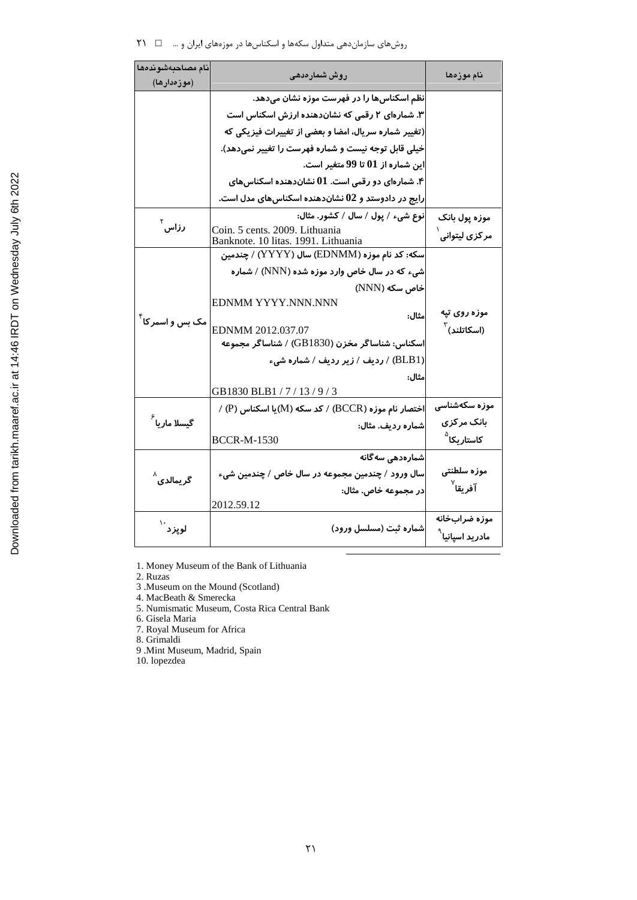| نام موزه‌ها | روش شماره‌دهی | نام مصاحبه‌شونده‌ها (موزه‌دارها) |
|---|---|---|
| | نظم اسکناس‌ها را در فهرست موزه نشان می‌دهد. ۳. شماره‌ای ۲ رقمی که نشان‌دهنده ارزش اسکناس است (تغییر شماره سریال، امضا و بعضی از تغییرات فیزیکی که خیلی قابل توجه نیست و شماره فهرست را تغییر نمی‌دهد). این شماره از 01 تا 99 متغیر است. ۴. شماره‌ای دو رقمی است. 01 نشان‌دهنده اسکناس‌های رایج در دادوستد و 02 نشان‌دهنده اسکناس‌های مدل است. | |
| موزه پول بانک مرکزی لیتوانی[1] | نوع شیء / پول / سال / کشور. مثال: Coin. 5 cents. 2009. Lithuania Banknote. 10 litas. 1991. Lithuania | رزاس[2] |
| موزه روی تپه (اسکاتلند)[3] | سکه: کد نام موزه (EDNMM) سال (YYYY) / چندمین شیء که در سال خاص وارد موزه شده (NNN) / شماره خاص سکه (NNN) EDNMM YYYY.NNN.NNN مثال: EDNMM 2012.037.07 اسکناس: شناساگر مخزن (GB1830) / شناساگر مجموعه (BLB1) / ردیف / زیر ردیف / شماره شیء مثال: GB1830 BLB1 / 7 / 13 / 9 / 3 | مک بس و اسمرکا[4] |
| موزه سکه‌شناسی بانک مرکزی کاستاریکا[5] | اختصار نام موزه (BCCR) / کد سکه (M)یا اسکناس (P) / شماره ردیف. مثال: BCCR-M-1530 | گیسلا ماریا[6] |
| موزه سلطنتی آفریقا[7] | شماره‌دهی سه‌گانه سال ورود / چندمین مجموعه در سال خاص / چندمین شیء در مجموعه خاص. مثال: 2012.59.12 | گریمالدی[8] |
| موزه ضراب‌خانه مادرید اسپانیا[9] | شماره ثبت (مسلسل ورود) | لوپزد[10] |

1. Money Museum of the Bank of Lithuania
2. Ruzas
3 .Museum on the Mound (Scotland)
4. MacBeath & Smerecka
5. Numismatic Museum, Costa Rica Central Bank
6. Gisela Maria
7. Royal Museum for Africa
8. Grimaldi
9 .Mint Museum, Madrid, Spain
10. lopezdea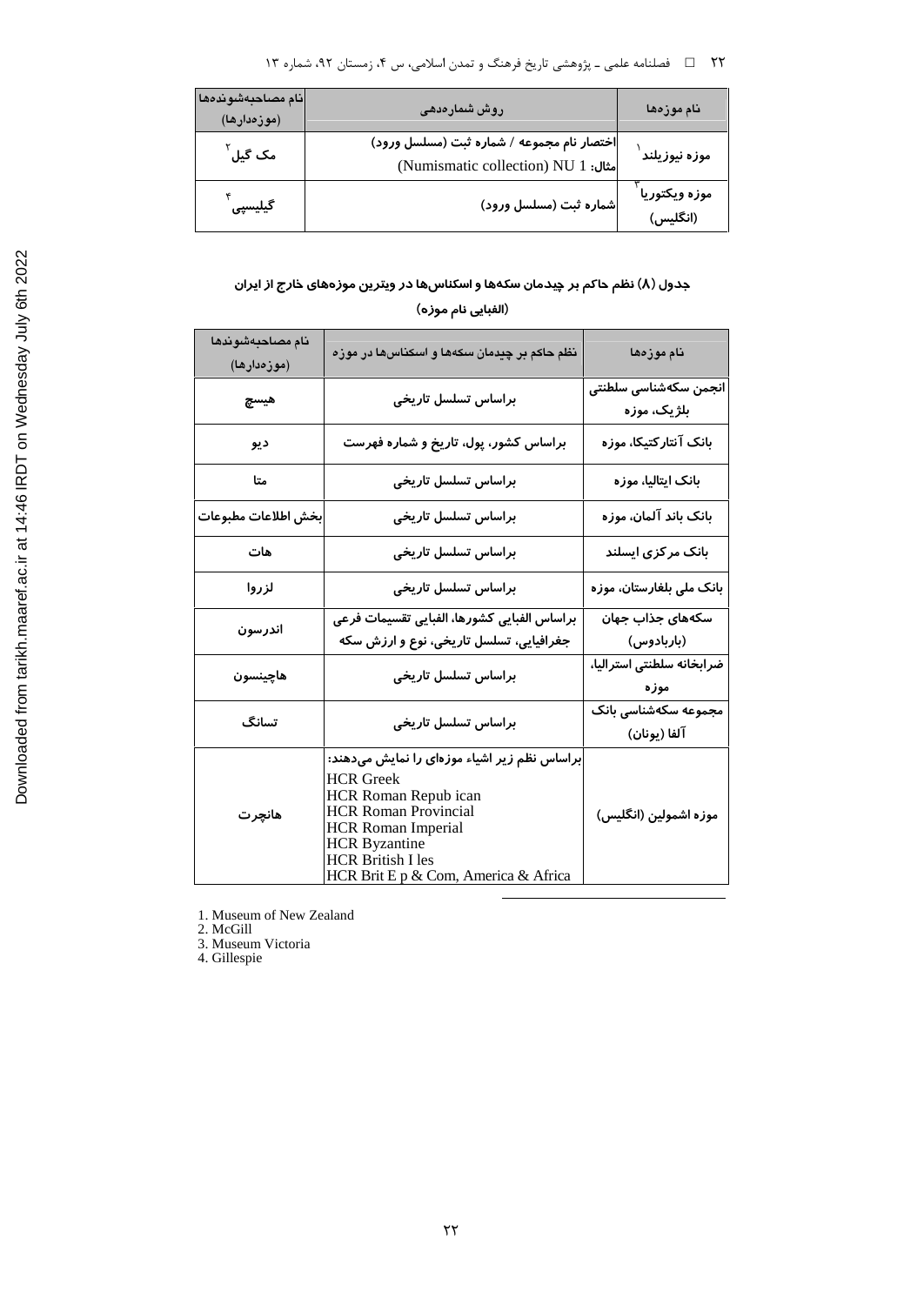| نام موزه‌ها | روش شماره‌دهی | نام مصاحبه‌شونده‌ها (موزه‌دارها) |
|---|---|---|
| موزه نیوزیلند[1] | اختصار نام مجموعه / شماره ثبت (مسلسل ورود) مثال: (Numismatic collection) NU 1 | مک گیل[2] |
| موزه ویکتوریا[3] (انگلیس) | شماره ثبت (مسلسل ورود) | گیلیسپی[4] |

**جدول (۸) نظم حاکم بر چیدمان سکه‌ها و اسکناس‌ها در ویترین موزه‌های خارج از ایران (الفبایی نام موزه)**

| نام موزه‌ها | نظم حاکم بر چیدمان سکه‌ها و اسکناس‌ها در موزه | نام مصاحبه‌شونده‌ها (موزه‌دارها) |
|---|---|---|
| انجمن سکه‌شناسی سلطنتی بلژیک، موزه | براساس تسلسل تاریخی | هیسچ |
| بانک آنتارکتیکا، موزه | براساس کشور، پول، تاریخ و شماره فهرست | دیو |
| بانک ایتالیا، موزه | براساس تسلسل تاریخی | متا |
| بانک باند آلمان، موزه | براساس تسلسل تاریخی | بخش اطلاعات مطبوعات |
| بانک مرکزی ایسلند | براساس تسلسل تاریخی | هات |
| بانک ملی بلغارستان، موزه | براساس تسلسل تاریخی | لزروا |
| سکه‌های جذاب جهان (باربادوس) | براساس الفبایی کشورها، الفبایی تقسیمات فرعی جغرافیایی، تسلسل تاریخی، نوع و ارزش سکه | اندرسون |
| ضرابخانه سلطنتی استرالیا، موزه | براساس تسلسل تاریخی | هاچینسون |
| مجموعه سکه‌شناسی بانک آلفا (یونان) | براساس تسلسل تاریخی | تسانگ |
| موزه اشمولین (انگلیس) | براساس نظم زیر اشیاء موزه‌ای را نمایش می‌دهند: HCR Greek<br>HCR Roman Repub ican<br>HCR Roman Provincial<br>HCR Roman Imperial<br>HCR Byzantine<br>HCR British I les<br>HCR Brit E p & Com, America & Africa | هانچرت |

1. Museum of New Zealand
2. McGill
3. Museum Victoria
4. Gillespie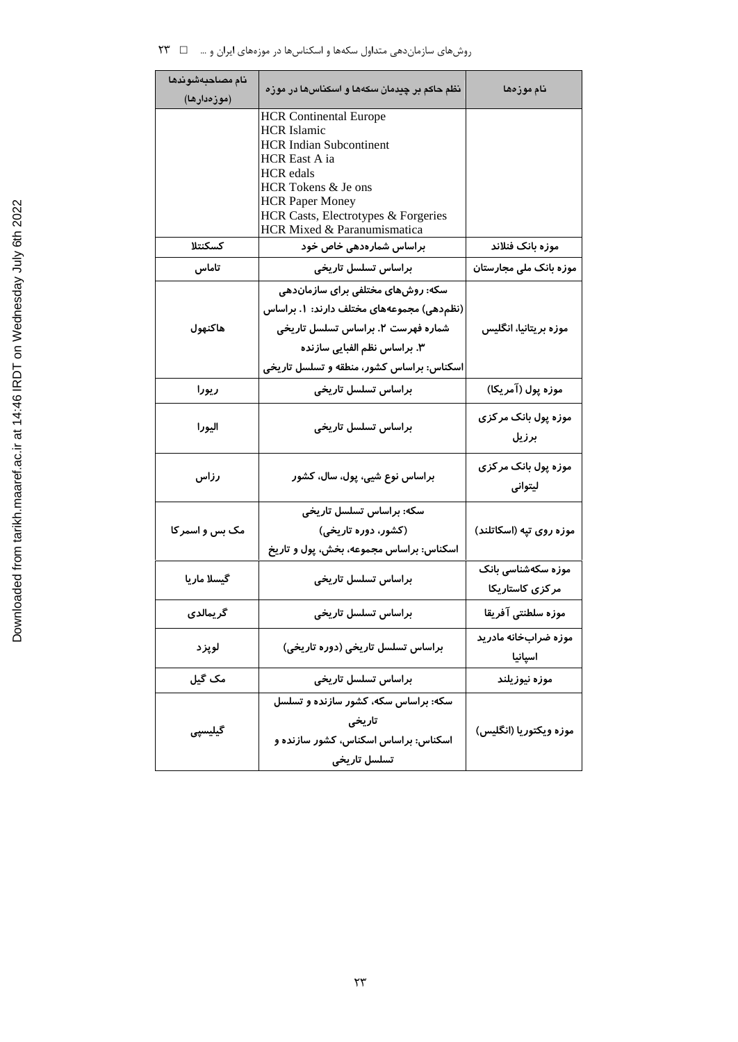| نام موزه‌ها | نظم حاکم بر چیدمان سکه‌ها و اسکناس‌ها در موزه | نام مصاحبه‌شوندها (موزه‌دارها) |
|---|---|---|
| | HCR Continental Europe<br>HCR Islamic<br>HCR Indian Subcontinent<br>HCR East A ia<br>HCR edals<br>HCR Tokens & Je ons<br>HCR Paper Money<br>HCR Casts, Electrotypes & Forgeries<br>HCR Mixed & Paranumismatica | |
| موزه بانک فنلاند | براساس شماره‌دهی خاص خود | کسکنتلا |
| موزه بانک ملی مجارستان | براساس تسلسل تاریخی | تاماس |
| موزه بریتانیا، انگلیس | سکه: روش‌های مختلفی برای سازمان‌دهی (نظم‌دهی) مجموعه‌های مختلف دارند: ۱. براساس شماره فهرست ۲. براساس تسلسل تاریخی ۳. براساس نظم الفبایی سازنده<br>اسکناس: براساس کشور، منطقه و تسلسل تاریخی | هاکنهول |
| موزه پول (آمریکا) | براساس تسلسل تاریخی | ریورا |
| موزه پول بانک مرکزی برزیل | براساس تسلسل تاریخی | الیورا |
| موزه پول بانک مرکزی لیتوانی | براساس نوع شیی، پول، سال، کشور | رزاس |
| موزه روی تپه (اسکاتلند) | سکه: براساس تسلسل تاریخی (کشور، دوره تاریخی)<br>اسکناس: براساس مجموعه، بخش، پول و تاریخ | مک بس و اسمرکا |
| موزه سکه‌شناسی بانک مرکزی کاستاریکا | براساس تسلسل تاریخی | گیسلا ماریا |
| موزه سلطنتی آفریقا | براساس تسلسل تاریخی | گریمالدی |
| موزه ضراب‌خانه مادرید اسپانیا | براساس تسلسل تاریخی (دوره تاریخی) | لوپزد |
| موزه نیوزیلند | براساس تسلسل تاریخی | مک گیل |
| موزه ویکتوریا (انگلیس) | سکه: براساس سکه، کشور سازنده و تسلسل تاریخی<br>اسکناس: براساس اسکناس، کشور سازنده و تسلسل تاریخی | گیلیسپی |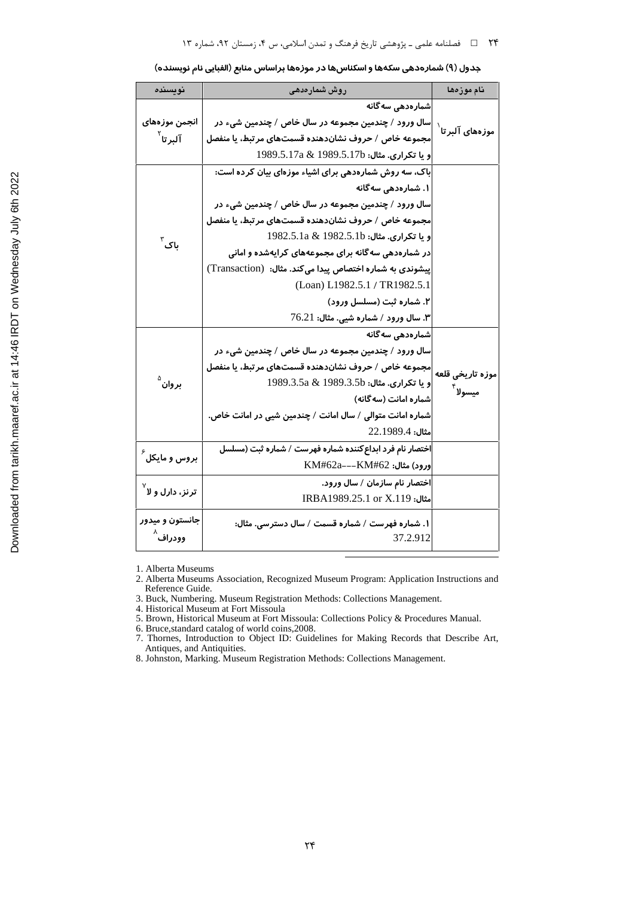جدول (۹) شماره‌دهی سکه‌ها و اسکناس‌ها در موزه‌ها براساس منابع (الفبایی نام نویسنده)

| نام موزه‌ها | روش شماره‌دهی | نویسنده |
| --- | --- | --- |
| موزه‌های آلبرتا[1] | شماره‌دهی سه‌گانه<br>سال ورود / چندمین مجموعه در سال خاص / چندمین شیء در مجموعه خاص / حروف نشان‌دهنده قسمت‌های مرتبط، یا منفصل و یا تکراری. مثال: 1989.5.17a & 1989.5.17b | انجمن موزه‌های آلبرتا[2] |
| | باک، سه روش شماره‌دهی برای اشیاء موزه‌ای بیان کرده است:<br>۱. شماره‌دهی سه‌گانه<br>سال ورود / چندمین مجموعه در سال خاص / چندمین شیء در مجموعه خاص / حروف نشان‌دهنده قسمت‌های مرتبط، یا منفصل و یا تکراری. مثال: 1982.5.1a & 1982.5.1b<br>در شماره‌دهی سه‌گانه برای مجموعه‌های کرایه‌شده و امانی پیشوندی به شماره اختصاص پیدا می‌کند. مثال: (Transaction) (Loan) L1982.5.1 / TR1982.5.1<br>۲. شماره ثبت (مسلسل ورود)<br>۳. سال ورود / شماره شیء. مثال: 76.21 | باک[3] |
| موزه تاریخی قلعه میسولا[4] | شماره‌دهی سه‌گانه<br>سال ورود / چندمین مجموعه در سال خاص / چندمین شیء در مجموعه خاص / حروف نشان‌دهنده قسمت‌های مرتبط، یا منفصل و یا تکراری. مثال: 1989.3.5a & 1989.3.5b<br>شماره امانت (سه‌گانه)<br>شماره امانت متوالی / سال امانت / چندمین شیء در امانت خاص. مثال: 22.1989.4 | بروان[5] |
| | اختصار نام فرد ابداع‌کننده شماره فهرست / شماره ثبت (مسلسل ورود) مثال: KM#62a---KM#62 | بروس و مایکل[6] |
| | اختصار نام سازمان / سال ورود. مثال: IRBA1989.25.1 or X.119 | ترنز، دارل و لا[7] |
| | ۱. شماره فهرست / شماره قسمت / سال دسترسی. مثال: 37.2.912 | جانستون و میدور وودراف[8] |

1. Alberta Museums
2. Alberta Museums Association, Recognized Museum Program: Application Instructions and Reference Guide.
3. Buck, Numbering. Museum Registration Methods: Collections Management.
4. Historical Museum at Fort Missoula
5. Brown, Historical Museum at Fort Missoula: Collections Policy & Procedures Manual.
6. Bruce,standard catalog of world coins,2008.
7. Thornes, Introduction to Object ID: Guidelines for Making Records that Describe Art, Antiques, and Antiquities.
8. Johnston, Marking. Museum Registration Methods: Collections Management.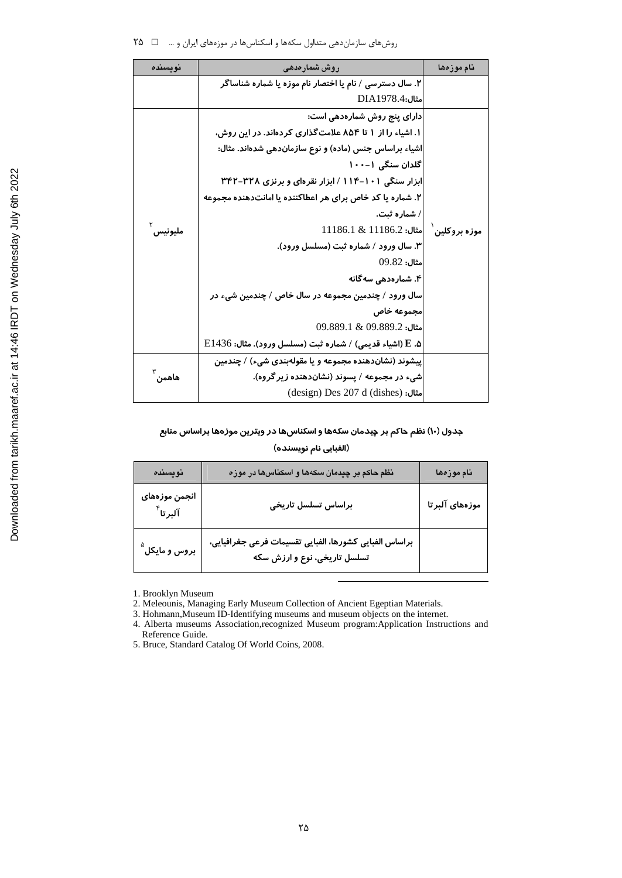| نویسنده | روش شماره‌دهی | نام موزه‌ها |
|---|---|---|
| | ۲. سال دسترسی / نام یا اختصار نام موزه یا شماره شناساگر<br>مثال: DIA1978.4 | |
| ملیونیس[2] | دارای پنج روش شماره‌دهی است:<br>۱. اشیاء را از ۱ تا ۸۵۴ علامت‌گذاری کرده‌اند. در این روش، اشیاء براساس جنس (ماده) و نوع سازمان‌دهی شده‌اند. مثال:<br>گلدان سنگی ۱-۱۰۰<br>ابزار سنگی ۱۰۱-۱۱۴ / ابزار نقره‌ای و برنزی ۳۲۸-۳۴۲<br>۲. شماره یا کد خاص برای هر اعطاکننده یا امانت‌دهنده مجموعه / شماره ثبت.<br>مثال: 11186.1 & 11186.2<br>۳. سال ورود / شماره ثبت (مسلسل ورود).<br>مثال: 09.82<br>۴. شماره‌دهی سه‌گانه<br>سال ورود / چندمین مجموعه در سال خاص / چندمین شیء در مجموعه خاص<br>مثال: 09.889.1 & 09.889.2<br>۵. E (اشیاء قدیمی) / شماره ثبت (مسلسل ورود). مثال: E1436 | موزه بروکلین[1] |
| هاهمن[3] | پیشوند (نشان‌دهنده مجموعه و یا مقوله‌بندی شیء) / چندمین شیء در مجموعه / پسوند (نشان‌دهنده زیرگروه).<br>مثال: (design) Des 207 d (dishes) | |

**جدول (۱۰) نظم حاکم بر چیدمان سکه‌ها و اسکناس‌ها در ویترین موزه‌ها براساس منابع (الفبایی نام نویسنده)**

| نویسنده | نظم حاکم بر چیدمان سکه‌ها و اسکناس‌ها در موزه | نام موزه‌ها |
|---|---|---|
| انجمن موزه‌های آلبرتا[4] | براساس تسلسل تاریخی | موزه‌های آلبرتا |
| بروس و مایکل[5] | براساس الفبایی کشورها، الفبایی تقسیمات فرعی جغرافیایی، تسلسل تاریخی، نوع و ارزش سکه | |

---

1. Brooklyn Museum
2. Meleounis, Managing Early Museum Collection of Ancient Egeptian Materials.
3. Hohmann,Museum ID-Identifying museums and museum objects on the internet.
4. Alberta museums Association,recognized Museum program:Application Instructions and Reference Guide.
5. Bruce, Standard Catalog Of World Coins, 2008.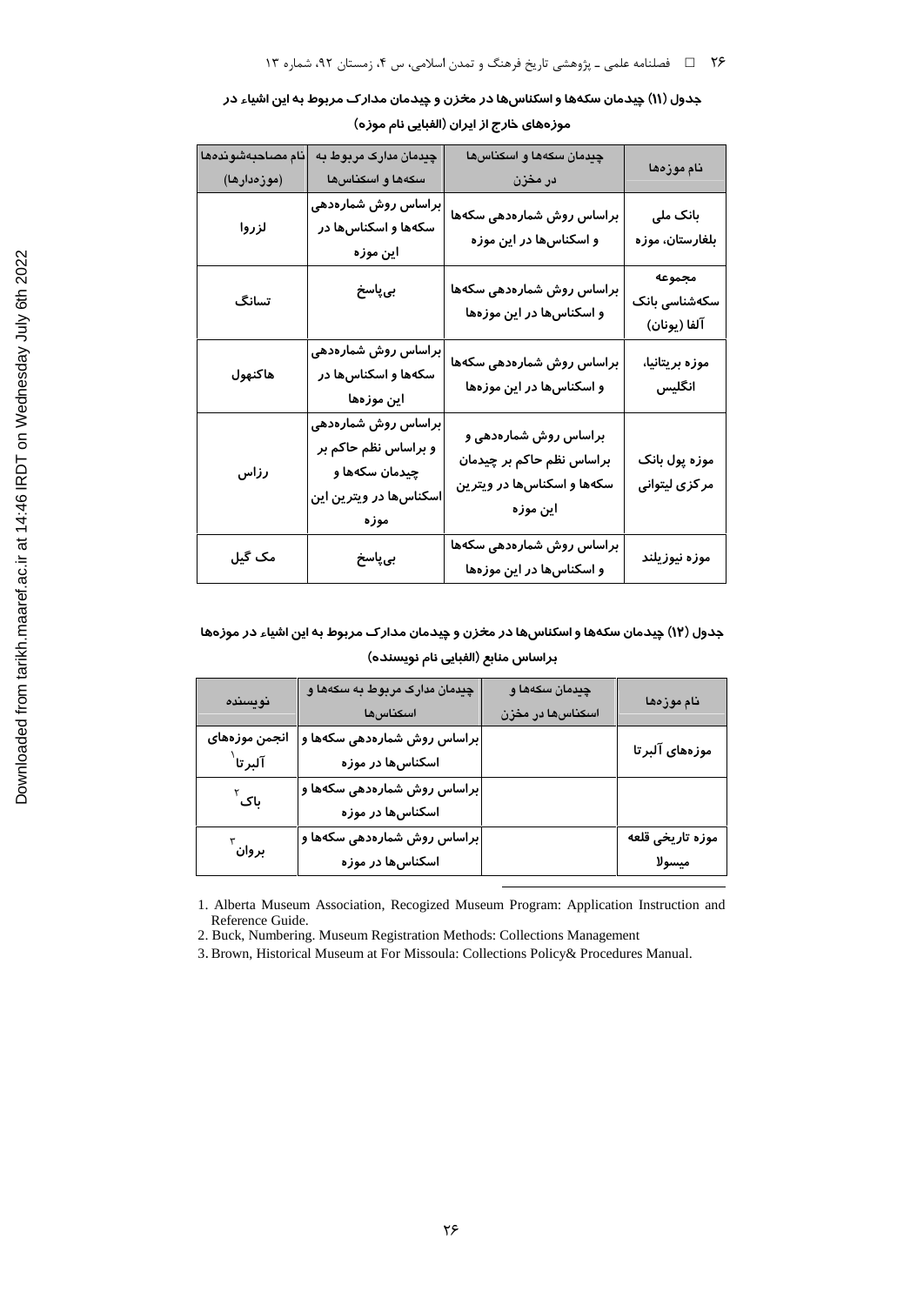**جدول (۱۱) چیدمان سکه‌ها و اسکناس‌ها در مخزن و چیدمان مدارک مربوط به این اشیاء در موزه‌های خارج از ایران (الفبایی نام موزه)**

| نام موزه‌ها | چیدمان سکه‌ها و اسکناس‌ها در مخزن | چیدمان مدارک مربوط به سکه‌ها و اسکناس‌ها | نام مصاحبه‌شونده‌ها (موزه‌دارها) |
| --- | --- | --- | --- |
| بانک ملی بلغارستان، موزه | براساس روش شماره‌دهی سکه‌ها و اسکناس‌ها در این موزه | براساس روش شماره‌دهی سکه‌ها و اسکناس‌ها در این موزه | لزروا |
| مجموعه سکه‌شناسی بانک آلفا (یونان) | براساس روش شماره‌دهی سکه‌ها و اسکناس‌ها در این موزه‌ها | بی‌پاسخ | تسانگ |
| موزه بریتانیا، انگلیس | براساس روش شماره‌دهی سکه‌ها و اسکناس‌ها در این موزه‌ها | براساس روش شماره‌دهی سکه‌ها و اسکناس‌ها در این موزه‌ها | هاکنهول |
| موزه پول بانک مرکزی لیتوانی | براساس روش شماره‌دهی و براساس نظم حاکم بر چیدمان سکه‌ها و اسکناس‌ها در ویترین این موزه | براساس روش شماره‌دهی و براساس نظم حاکم بر چیدمان سکه‌ها و اسکناس‌ها در ویترین این موزه | رزاس |
| موزه نیوزیلند | براساس روش شماره‌دهی سکه‌ها و اسکناس‌ها در این موزه‌ها | بی‌پاسخ | مک گیل |

**جدول (۱۲) چیدمان سکه‌ها و اسکناس‌ها در مخزن و چیدمان مدارک مربوط به این اشیاء در موزه‌ها براساس منابع (الفبایی نام نویسنده)**

| نام موزه‌ها | چیدمان سکه‌ها و اسکناس‌ها در مخزن | چیدمان مدارک مربوط به سکه‌ها و اسکناس‌ها | نویسنده |
| --- | --- | --- | --- |
| موزه‌های آلبرتا | | براساس روش شماره‌دهی سکه‌ها و اسکناس‌ها در موزه | انجمن موزه‌های آلبرتا[1] |
| | | براساس روش شماره‌دهی سکه‌ها و اسکناس‌ها در موزه | باک[2] |
| موزه تاریخی قلعه میسولا | | براساس روش شماره‌دهی سکه‌ها و اسکناس‌ها در موزه | بروان[3] |

1. Alberta Museum Association, Recogized Museum Program: Application Instruction and Reference Guide.
2. Buck, Numbering. Museum Registration Methods: Collections Management
3. Brown, Historical Museum at For Missoula: Collections Policy& Procedures Manual.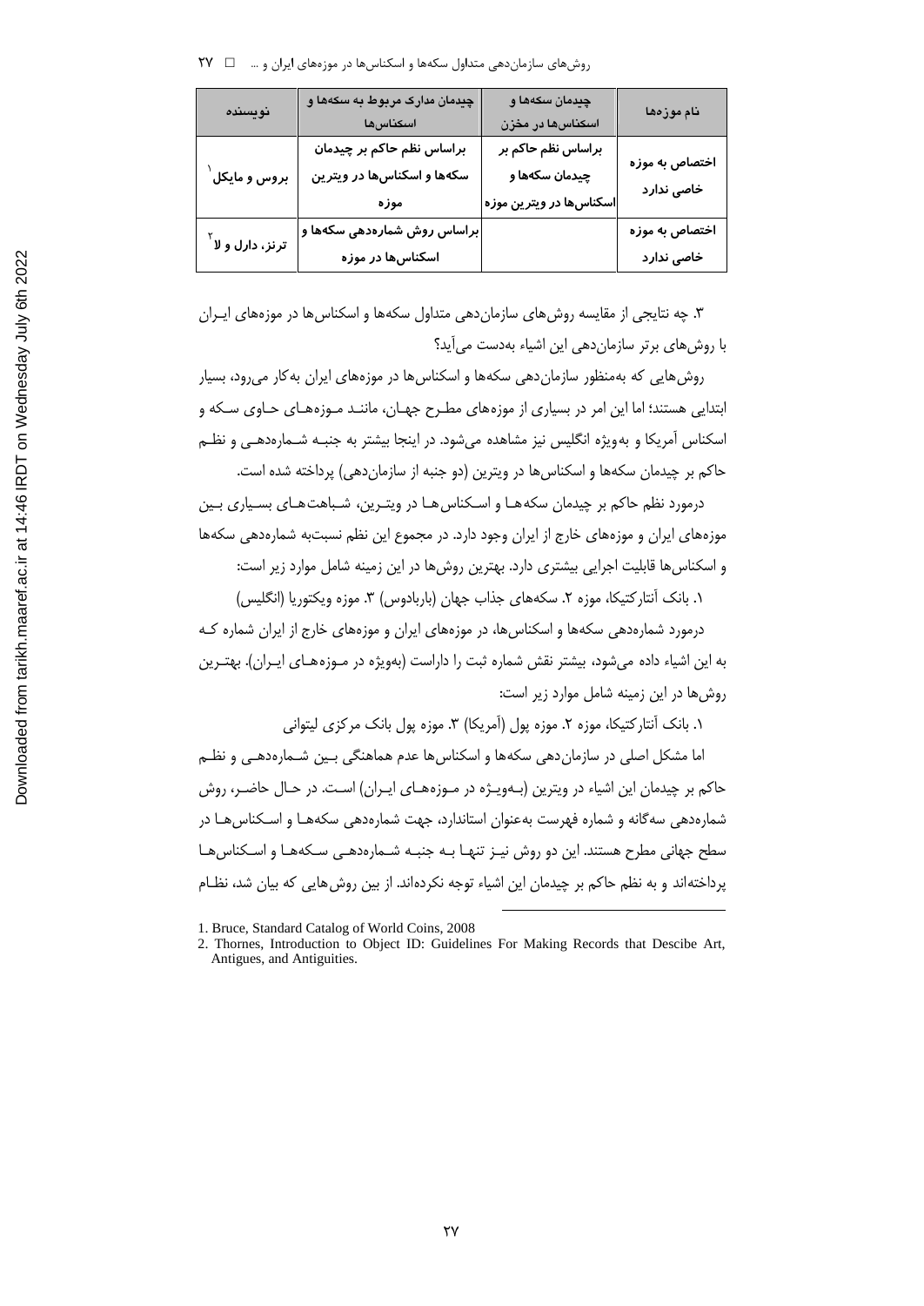| نویسنده | چیدمان مدارک مربوط به سکه‌ها و اسکناس‌ها | چیدمان سکه‌ها و اسکناس‌ها در مخزن | نام موزه‌ها |
|---|---|---|---|
| بروس و مایکل[1] | براساس نظم حاکم بر چیدمان سکه‌ها و اسکناس‌ها در ویترین موزه | براساس نظم حاکم بر چیدمان سکه‌ها و اسکناس‌ها در ویترین موزه | اختصاص به موزه خاصی ندارد |
| ترنز، دارل و لا[2] | براساس روش شماره‌دهی سکه‌ها و اسکناس‌ها در موزه | | اختصاص به موزه خاصی ندارد |

۳. چه نتایجی از مقایسه روش‌های سازمان‌دهی متداول سکه‌ها و اسکناس‌ها در موزه‌های ایران با روش‌های برتر سازمان‌دهی این اشیاء به‌دست می‌آید؟

روش‌هایی که به‌منظور سازمان‌دهی سکه‌ها و اسکناس‌ها در موزه‌های ایران به‌کار می‌رود، بسیار ابتدایی هستند؛ اما این امر در بسیاری از موزه‌های مطرح جهان، مانند موزه‌های حاوی سکه و اسکناس آمریکا و به‌ویژه انگلیس نیز مشاهده می‌شود. در اینجا بیشتر به جنبه شماره‌دهی و نظم حاکم بر چیدمان سکه‌ها و اسکناس‌ها در ویترین (دو جنبه از سازمان‌دهی) پرداخته شده است.

درمورد نظم حاکم بر چیدمان سکه‌ها و اسکناس‌ها در ویترین، شباهت‌های بسیاری بین موزه‌های ایران و موزه‌های خارج از ایران وجود دارد. در مجموع این نظم نسبت‌به شماره‌دهی سکه‌ها و اسکناس‌ها قابلیت اجرایی بیشتری دارد. بهترین روش‌ها در این زمینه شامل موارد زیر است:

۱. بانک آنتارکتیکا، موزه ۲. سکه‌های جذاب جهان (باربادوس) ۳. موزه ویکتوریا (انگلیس)

درمورد شماره‌دهی سکه‌ها و اسکناس‌ها، در موزه‌های ایران و موزه‌های خارج از ایران شماره که به این اشیاء داده می‌شود، بیشتر نقش شماره ثبت را داراست (به‌ویژه در موزه‌های ایران). بهترین روش‌ها در این زمینه شامل موارد زیر است:

۱. بانک آنتارکتیکا، موزه ۲. موزه پول (آمریکا) ۳. موزه پول بانک مرکزی لیتوانی

اما مشکل اصلی در سازمان‌دهی سکه‌ها و اسکناس‌ها عدم هماهنگی بین شماره‌دهی و نظم حاکم بر چیدمان این اشیاء در ویترین (به‌ویژه در موزه‌های ایران) است. در حال حاضر، روش شماره‌دهی سه‌گانه و شماره فهرست به‌عنوان استاندارد، جهت شماره‌دهی سکه‌ها و اسکناس‌ها در سطح جهانی مطرح هستند. این دو روش نیز تنها به جنبه شماره‌دهی سکه‌ها و اسکناس‌ها پرداخته‌اند و به نظم حاکم بر چیدمان این اشیاء توجه نکرده‌اند. از بین روش‌هایی که بیان شد، نظام

---

1. Bruce, Standard Catalog of World Coins, 2008
2. Thornes, Introduction to Object ID: Guidelines For Making Records that Descibe Art, Antigues, and Antiguities.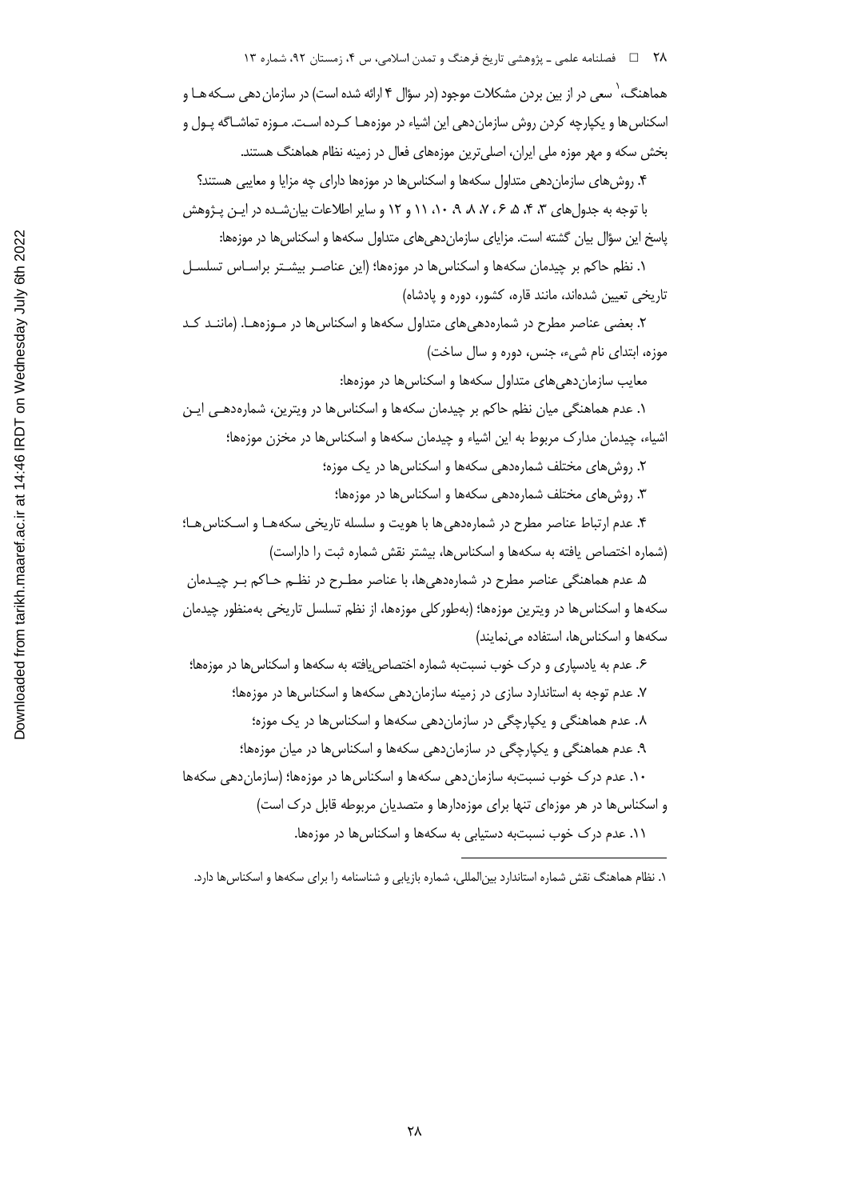هماهنگ،[1] سعی در از بین بردن مشکلات موجود (در سؤال ۴ ارائه شده است) در سازمان‌دهی سکه‌ها و اسکناس‌ها و یکپارچه کردن روش سازمان‌دهی این اشیاء در موزه‌ها کرده است. موزه تماشاگه پول و بخش سکه و مهر موزه ملی ایران، اصلی‌ترین موزه‌های فعال در زمینه نظام هماهنگ هستند.

۴. روش‌های سازمان‌دهی متداول سکه‌ها و اسکناس‌ها در موزه‌ها دارای چه مزایا و معایبی هستند؟

با توجه به جدول‌های ۳، ۴، ۵، ۶، ۷، ۸، ۹، ۱۰، ۱۱ و ۱۲ و سایر اطلاعات بیان‌شده در این پژوهش پاسخ این سؤال بیان گشته است. مزایای سازمان‌دهی‌های متداول سکه‌ها و اسکناس‌ها در موزه‌ها:

۱. نظم حاکم بر چیدمان سکه‌ها و اسکناس‌ها در موزه‌ها؛ (این عناصر بیشتر براساس تسلسل تاریخی تعیین شده‌اند، مانند قاره، کشور، دوره و پادشاه)

۲. بعضی عناصر مطرح در شماره‌دهی‌های متداول سکه‌ها و اسکناس‌ها در موزه‌ها. (مانند کد موزه، ابتدای نام شیء، جنس، دوره و سال ساخت)

معایب سازمان‌دهی‌های متداول سکه‌ها و اسکناس‌ها در موزه‌ها:

۱. عدم هماهنگی میان نظم حاکم بر چیدمان سکه‌ها و اسکناس‌ها در ویترین، شماره‌دهی این اشیاء، چیدمان مدارک مربوط به این اشیاء و چیدمان سکه‌ها و اسکناس‌ها در مخزن موزه‌ها؛

۲. روش‌های مختلف شماره‌دهی سکه‌ها و اسکناس‌ها در یک موزه؛

۳. روش‌های مختلف شماره‌دهی سکه‌ها و اسکناس‌ها در موزه‌ها؛

۴. عدم ارتباط عناصر مطرح در شماره‌دهی‌ها با هویت و سلسله تاریخی سکه‌ها و اسکناس‌ها؛ (شماره اختصاص یافته به سکه‌ها و اسکناس‌ها، بیشتر نقش شماره ثبت را داراست)

۵. عدم هماهنگی عناصر مطرح در شماره‌دهی‌ها، با عناصر مطرح در نظم حاکم بر چیدمان سکه‌ها و اسکناس‌ها در ویترین موزه‌ها؛ (به‌طورکلی موزه‌ها، از نظم تسلسل تاریخی به‌منظور چیدمان سکه‌ها و اسکناس‌ها، استفاده می‌نمایند)

۶. عدم به یادسپاری و درک خوب نسبت‌به شماره اختصاص‌یافته به سکه‌ها و اسکناس‌ها در موزه‌ها؛

۷. عدم توجه به استاندارد سازی در زمینه سازمان‌دهی سکه‌ها و اسکناس‌ها در موزه‌ها؛

۸. عدم هماهنگی و یکپارچگی در سازمان‌دهی سکه‌ها و اسکناس‌ها در یک موزه؛

۹. عدم هماهنگی و یکپارچگی در سازمان‌دهی سکه‌ها و اسکناس‌ها در میان موزه‌ها؛

۱۰. عدم درک خوب نسبت‌به سازمان‌دهی سکه‌ها و اسکناس‌ها در موزه‌ها؛ (سازمان‌دهی سکه‌ها و اسکناس‌ها در هر موزه‌ای تنها برای موزه‌دارها و متصدیان مربوطه قابل درک است)

۱۱. عدم درک خوب نسبت‌به دستیابی به سکه‌ها و اسکناس‌ها در موزه‌ها.

---

[1] نظام هماهنگ نقش شماره استاندارد بین‌المللی، شماره بازیابی و شناسنامه را برای سکه‌ها و اسکناس‌ها دارد.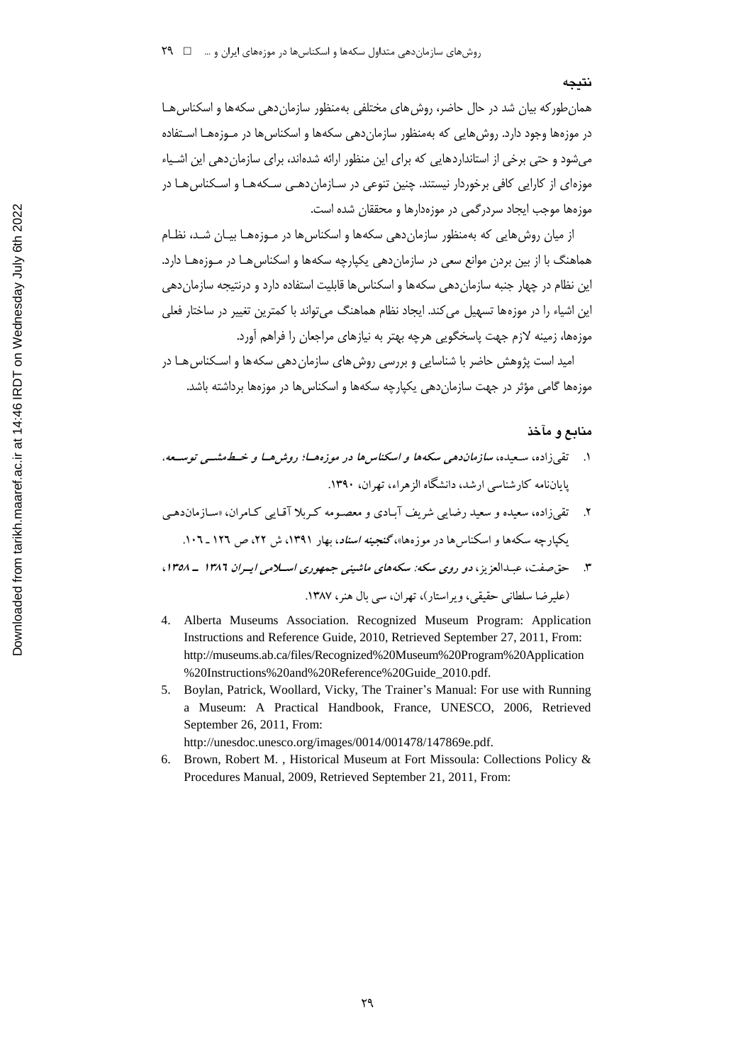## نتیجه

همان‌طورکه بیان شد در حال حاضر، روش‌های مختلفی به‌منظور سازمان‌دهی سکه‌ها و اسکناس‌ها در موزه‌ها وجود دارد. روش‌هایی که به‌منظور سازمان‌دهی سکه‌ها و اسکناس‌ها در موزه‌ها استفاده می‌شود و حتی برخی از استانداردهایی که برای این منظور ارائه شده‌اند، برای سازمان‌دهی این اشیاء موزه‌ای از کارایی کافی برخوردار نیستند. چنین تنوعی در سازمان‌دهی سکه‌ها و اسکناس‌ها در موزه‌ها موجب ایجاد سردرگمی در موزه‌دارها و محققان شده است.

از میان روش‌هایی که به‌منظور سازمان‌دهی سکه‌ها و اسکناس‌ها در موزه‌ها بیان شد، نظام هماهنگ با از بین بردن موانع سعی در سازمان‌دهی یکپارچه سکه‌ها و اسکناس‌ها در موزه‌ها دارد. این نظام در چهار جنبه سازمان‌دهی سکه‌ها و اسکناس‌ها قابلیت استفاده دارد و درنتیجه سازمان‌دهی این اشیاء را در موزه‌ها تسهیل می‌کند. ایجاد نظام هماهنگ می‌تواند با کمترین تغییر در ساختار فعلی موزه‌ها، زمینه لازم جهت پاسخگویی هرچه بهتر به نیازهای مراجعان را فراهم آورد.

امید است پژوهش حاضر با شناسایی و بررسی روش‌های سازمان‌دهی سکه‌ها و اسکناس‌ها در موزه‌ها گامی مؤثر در جهت سازمان‌دهی یکپارچه سکه‌ها و اسکناس‌ها در موزه‌ها برداشته باشد.

## منابع و مآخذ

۱. تقی‌زاده، سعیده، *سازمان‌دهی سکه‌ها و اسکناس‌ها در موزه‌ها؛ روش‌ها و خط‌مشی توسعه*، پایان‌نامه کارشناسی ارشد، دانشگاه الزهراء، تهران، ۱۳۹۰.

۲. تقی‌زاده، سعیده و سعید رضایی شریف آبادی و معصومه کربلا آقایی کامران، «سازمان‌دهی یکپارچه سکه‌ها و اسکناس‌ها در موزه‌ها»، *گنجینه اسناد*، بهار ۱۳۹۱، ش ۲۲، ص ۱۲۶ ـ ۱۰۶.

۳. حق‌صفت، عبدالعزیز، *دو روی سکه: سکه‌های ماشینی جمهوری اسلامی ایران ۱۳۸۶ ـ ۱۳۵۸*، (علیرضا سلطانی حقیقی، ویراستار)، تهران، سی بال هنر، ۱۳۸۷.

4. Alberta Museums Association. Recognized Museum Program: Application Instructions and Reference Guide, 2010, Retrieved September 27, 2011, From: http://museums.ab.ca/files/Recognized%20Museum%20Program%20Application%20Instructions%20and%20Reference%20Guide_2010.pdf.
5. Boylan, Patrick, Woollard, Vicky, The Trainer's Manual: For use with Running a Museum: A Practical Handbook, France, UNESCO, 2006, Retrieved September 26, 2011, From: http://unesdoc.unesco.org/images/0014/001478/147869e.pdf.
6. Brown, Robert M. , Historical Museum at Fort Missoula: Collections Policy & Procedures Manual, 2009, Retrieved September 21, 2011, From: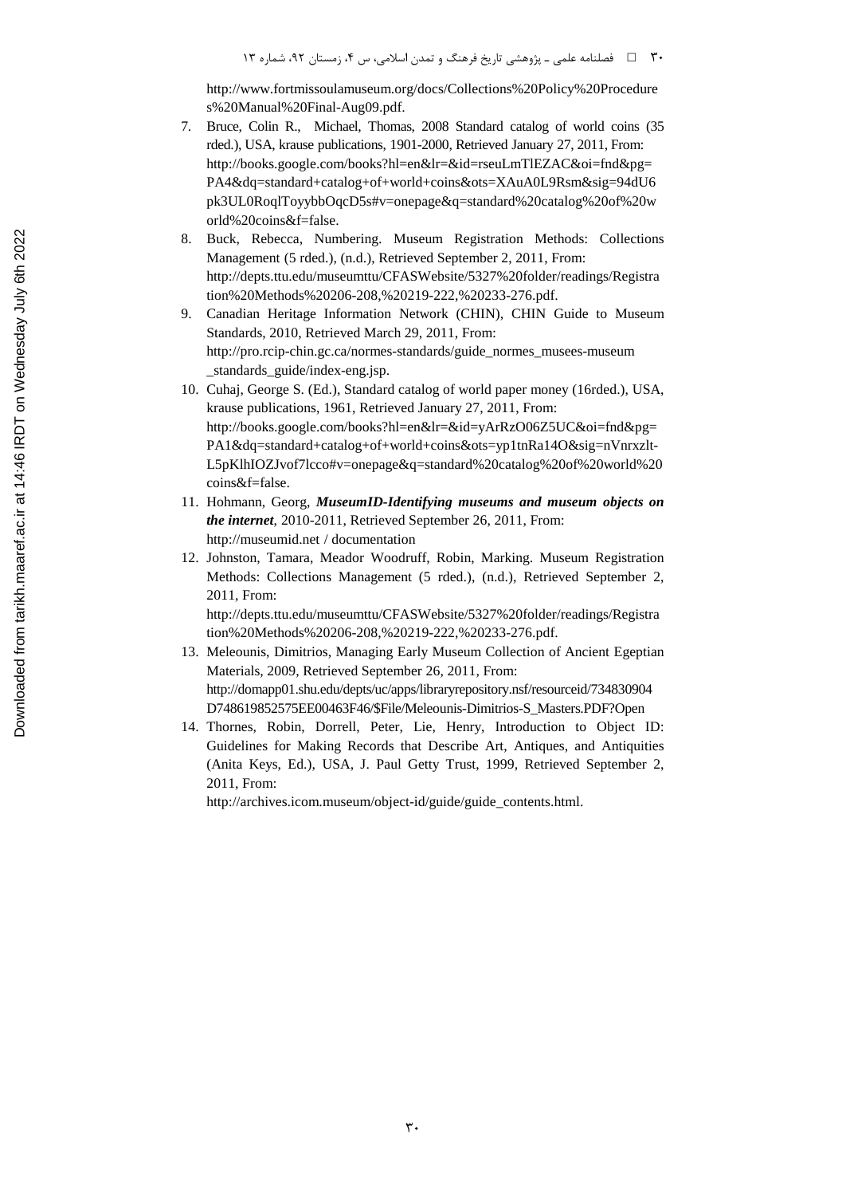http://www.fortmissoulamuseum.org/docs/Collections%20Policy%20Procedures%20Manual%20Final-Aug09.pdf.

7. Bruce, Colin R., Michael, Thomas, 2008 Standard catalog of world coins (35 rded.), USA, krause publications, 1901-2000, Retrieved January 27, 2011, From: http://books.google.com/books?hl=en&lr=&id=rseuLmTlEZAC&oi=fnd&pg=PA4&dq=standard+catalog+of+world+coins&ots=XAuA0L9Rsm&sig=94dU6pk3UL0RoqlToyybbOqcD5s#v=onepage&q=standard%20catalog%20of%20world%20coins&f=false.
8. Buck, Rebecca, Numbering. Museum Registration Methods: Collections Management (5 rded.), (n.d.), Retrieved September 2, 2011, From: http://depts.ttu.edu/museumttu/CFASWebsite/5327%20folder/readings/Registration%20Methods%20206-208,%20219-222,%20233-276.pdf.
9. Canadian Heritage Information Network (CHIN), CHIN Guide to Museum Standards, 2010, Retrieved March 29, 2011, From: http://pro.rcip-chin.gc.ca/normes-standards/guide_normes_musees-museum_standards_guide/index-eng.jsp.
10. Cuhaj, George S. (Ed.), Standard catalog of world paper money (16rded.), USA, krause publications, 1961, Retrieved January 27, 2011, From: http://books.google.com/books?hl=en&lr=&id=yArRzO06Z5UC&oi=fnd&pg=PA1&dq=standard+catalog+of+world+coins&ots=yp1tnRa14O&sig=nVnrxzlt-L5pKlhIOZJvof7lcco#v=onepage&q=standard%20catalog%20of%20world%20coins&f=false.
11. Hohmann, Georg, ***MuseumID-Identifying museums and museum objects on the internet***, 2010-2011, Retrieved September 26, 2011, From: http://museumid.net / documentation
12. Johnston, Tamara, Meador Woodruff, Robin, Marking. Museum Registration Methods: Collections Management (5 rded.), (n.d.), Retrieved September 2, 2011, From: http://depts.ttu.edu/museumttu/CFASWebsite/5327%20folder/readings/Registration%20Methods%20206-208,%20219-222,%20233-276.pdf.
13. Meleounis, Dimitrios, Managing Early Museum Collection of Ancient Egeptian Materials, 2009, Retrieved September 26, 2011, From: http://domapp01.shu.edu/depts/uc/apps/libraryrepository.nsf/resourceid/734830904D748619852575EE00463F46/$File/Meleounis-Dimitrios-S_Masters.PDF?Open
14. Thornes, Robin, Dorrell, Peter, Lie, Henry, Introduction to Object ID: Guidelines for Making Records that Describe Art, Antiques, and Antiquities (Anita Keys, Ed.), USA, J. Paul Getty Trust, 1999, Retrieved September 2, 2011, From: http://archives.icom.museum/object-id/guide/guide_contents.html.